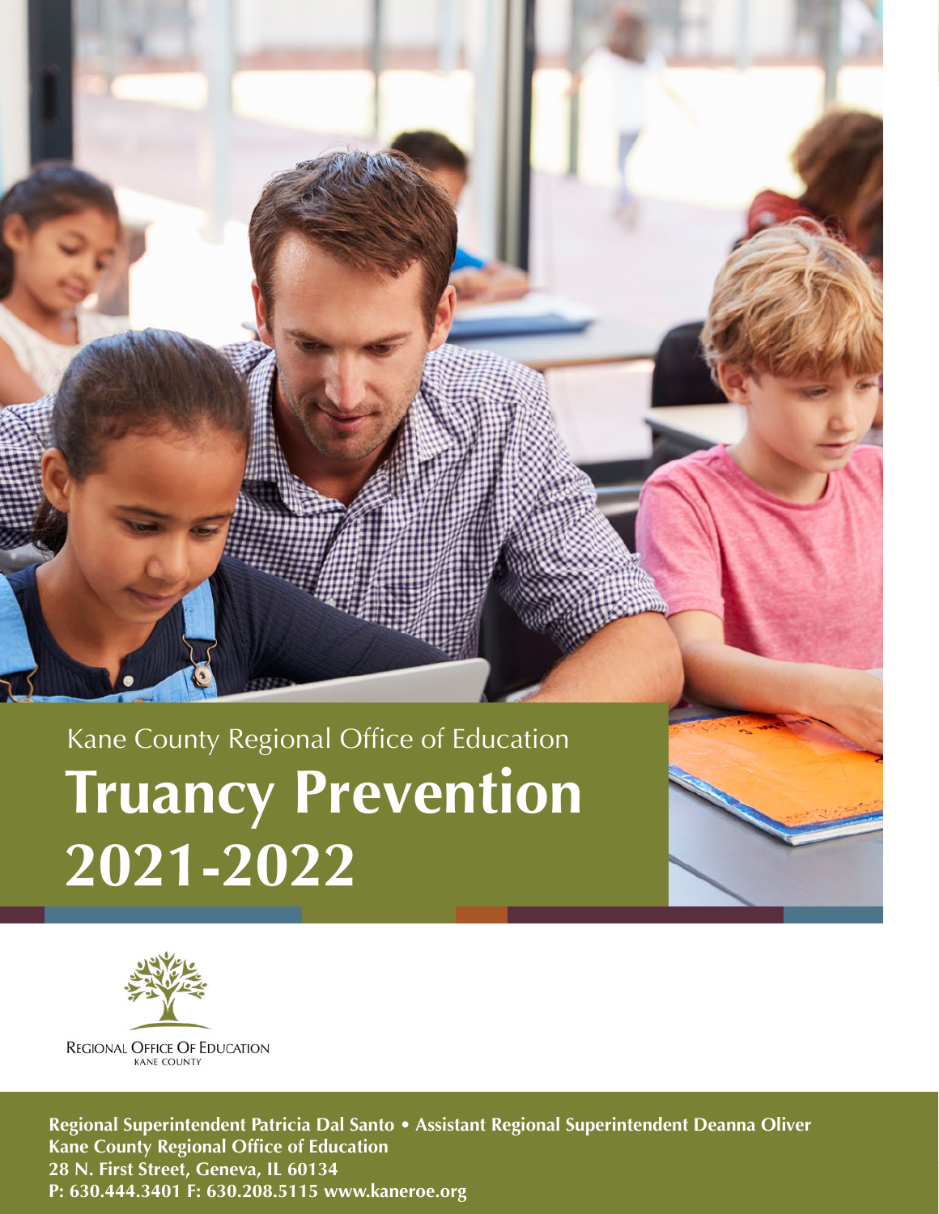Kane County Regional Office of Education

# Truancy Prevention 2021-2022

REGIONAL OFFICE OF EDUCATION
KANE COUNTY

**Regional Superintendent Patricia Dal Santo • Assistant Regional Superintendent Deanna Oliver**
**Kane County Regional Office of Education**
**28 N. First Street, Geneva, IL 60134**
**P: 630.444.3401 F: 630.208.5115 www.kaneroe.org**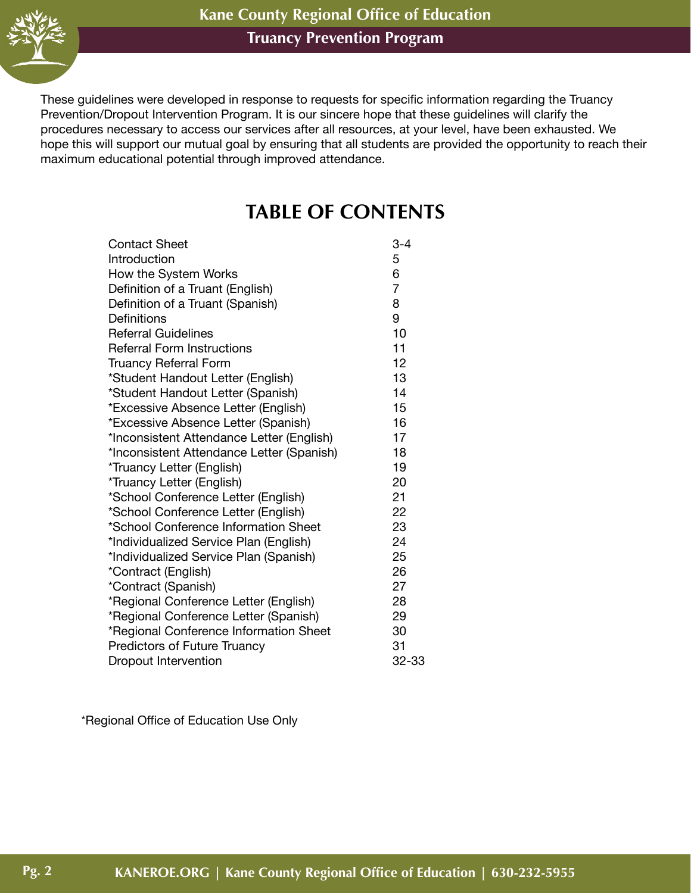These guidelines were developed in response to requests for specific information regarding the Truancy Prevention/Dropout Intervention Program. It is our sincere hope that these guidelines will clarify the procedures necessary to access our services after all resources, at your level, have been exhausted. We hope this will support our mutual goal by ensuring that all students are provided the opportunity to reach their maximum educational potential through improved attendance.

# TABLE OF CONTENTS

| | |
|---|---|
| Contact Sheet | 3-4 |
| Introduction | 5 |
| How the System Works | 6 |
| Definition of a Truant (English) | 7 |
| Definition of a Truant (Spanish) | 8 |
| Definitions | 9 |
| Referral Guidelines | 10 |
| Referral Form Instructions | 11 |
| Truancy Referral Form | 12 |
| *Student Handout Letter (English) | 13 |
| *Student Handout Letter (Spanish) | 14 |
| *Excessive Absence Letter (English) | 15 |
| *Excessive Absence Letter (Spanish) | 16 |
| *Inconsistent Attendance Letter (English) | 17 |
| *Inconsistent Attendance Letter (Spanish) | 18 |
| *Truancy Letter (English) | 19 |
| *Truancy Letter (English) | 20 |
| *School Conference Letter (English) | 21 |
| *School Conference Letter (English) | 22 |
| *School Conference Information Sheet | 23 |
| *Individualized Service Plan (English) | 24 |
| *Individualized Service Plan (Spanish) | 25 |
| *Contract (English) | 26 |
| *Contract (Spanish) | 27 |
| *Regional Conference Letter (English) | 28 |
| *Regional Conference Letter (Spanish) | 29 |
| *Regional Conference Information Sheet | 30 |
| Predictors of Future Truancy | 31 |
| Dropout Intervention | 32-33 |

*Regional Office of Education Use Only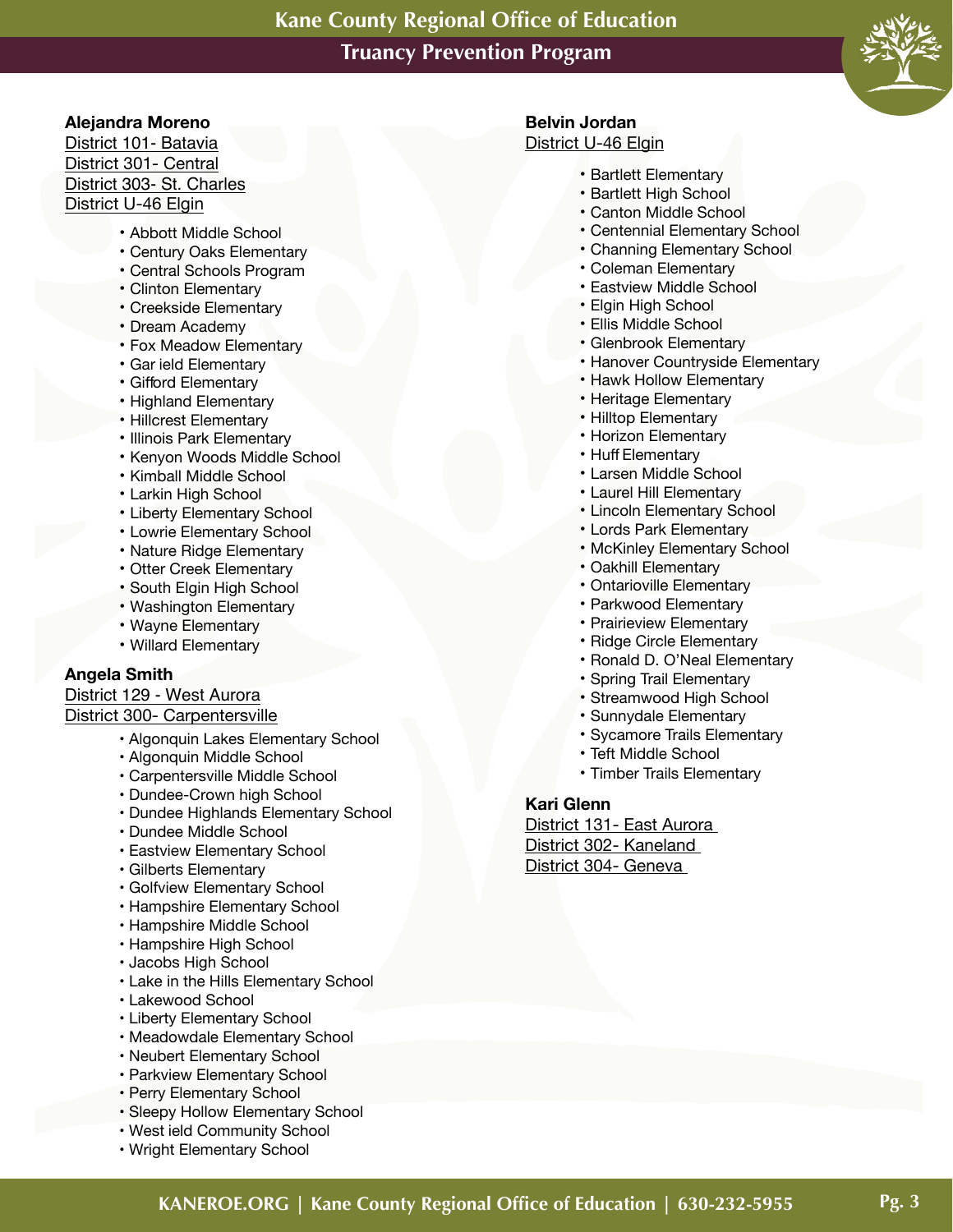**Alejandra Moreno**
District 101- Batavia
District 301- Central
District 303- St. Charles
District U-46 Elgin

- Abbott Middle School
- Century Oaks Elementary
- Central Schools Program
- Clinton Elementary
- Creekside Elementary
- Dream Academy
- Fox Meadow Elementary
- Gar ield Elementary
- Gifford Elementary
- Highland Elementary
- Hillcrest Elementary
- Illinois Park Elementary
- Kenyon Woods Middle School
- Kimball Middle School
- Larkin High School
- Liberty Elementary School
- Lowrie Elementary School
- Nature Ridge Elementary
- Otter Creek Elementary
- South Elgin High School
- Washington Elementary
- Wayne Elementary
- Willard Elementary

**Angela Smith**
District 129 - West Aurora
District 300- Carpentersville

- Algonquin Lakes Elementary School
- Algonquin Middle School
- Carpentersville Middle School
- Dundee-Crown high School
- Dundee Highlands Elementary School
- Dundee Middle School
- Eastview Elementary School
- Gilberts Elementary
- Golfview Elementary School
- Hampshire Elementary School
- Hampshire Middle School
- Hampshire High School
- Jacobs High School
- Lake in the Hills Elementary School
- Lakewood School
- Liberty Elementary School
- Meadowdale Elementary School
- Neubert Elementary School
- Parkview Elementary School
- Perry Elementary School
- Sleepy Hollow Elementary School
- West ield Community School
- Wright Elementary School

**Belvin Jordan**
District U-46 Elgin

- Bartlett Elementary
- Bartlett High School
- Canton Middle School
- Centennial Elementary School
- Channing Elementary School
- Coleman Elementary
- Eastview Middle School
- Elgin High School
- Ellis Middle School
- Glenbrook Elementary
- Hanover Countryside Elementary
- Hawk Hollow Elementary
- Heritage Elementary
- Hilltop Elementary
- Horizon Elementary
- Huff Elementary
- Larsen Middle School
- Laurel Hill Elementary
- Lincoln Elementary School
- Lords Park Elementary
- McKinley Elementary School
- Oakhill Elementary
- Ontarioville Elementary
- Parkwood Elementary
- Prairieview Elementary
- Ridge Circle Elementary
- Ronald D. O'Neal Elementary
- Spring Trail Elementary
- Streamwood High School
- Sunnydale Elementary
- Sycamore Trails Elementary
- Teft Middle School
- Timber Trails Elementary

**Kari Glenn**
District 131- East Aurora
District 302- Kaneland
District 304- Geneva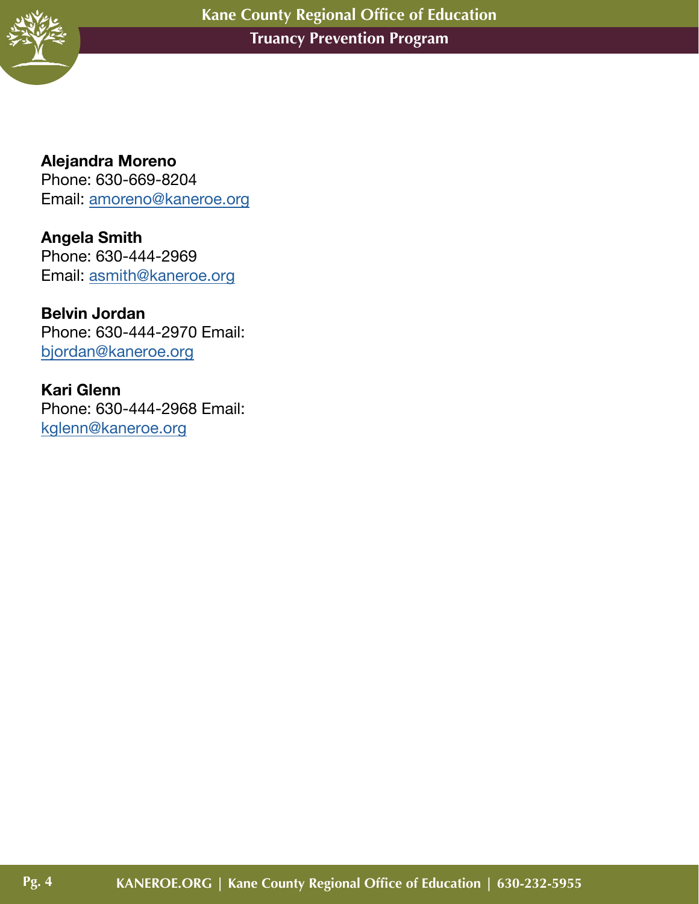**Alejandra Moreno**
Phone: 630-669-8204
Email: amoreno@kaneroe.org

**Angela Smith**
Phone: 630-444-2969
Email: asmith@kaneroe.org

**Belvin Jordan**
Phone: 630-444-2970 Email:
bjordan@kaneroe.org

**Kari Glenn**
Phone: 630-444-2968 Email:
kglenn@kaneroe.org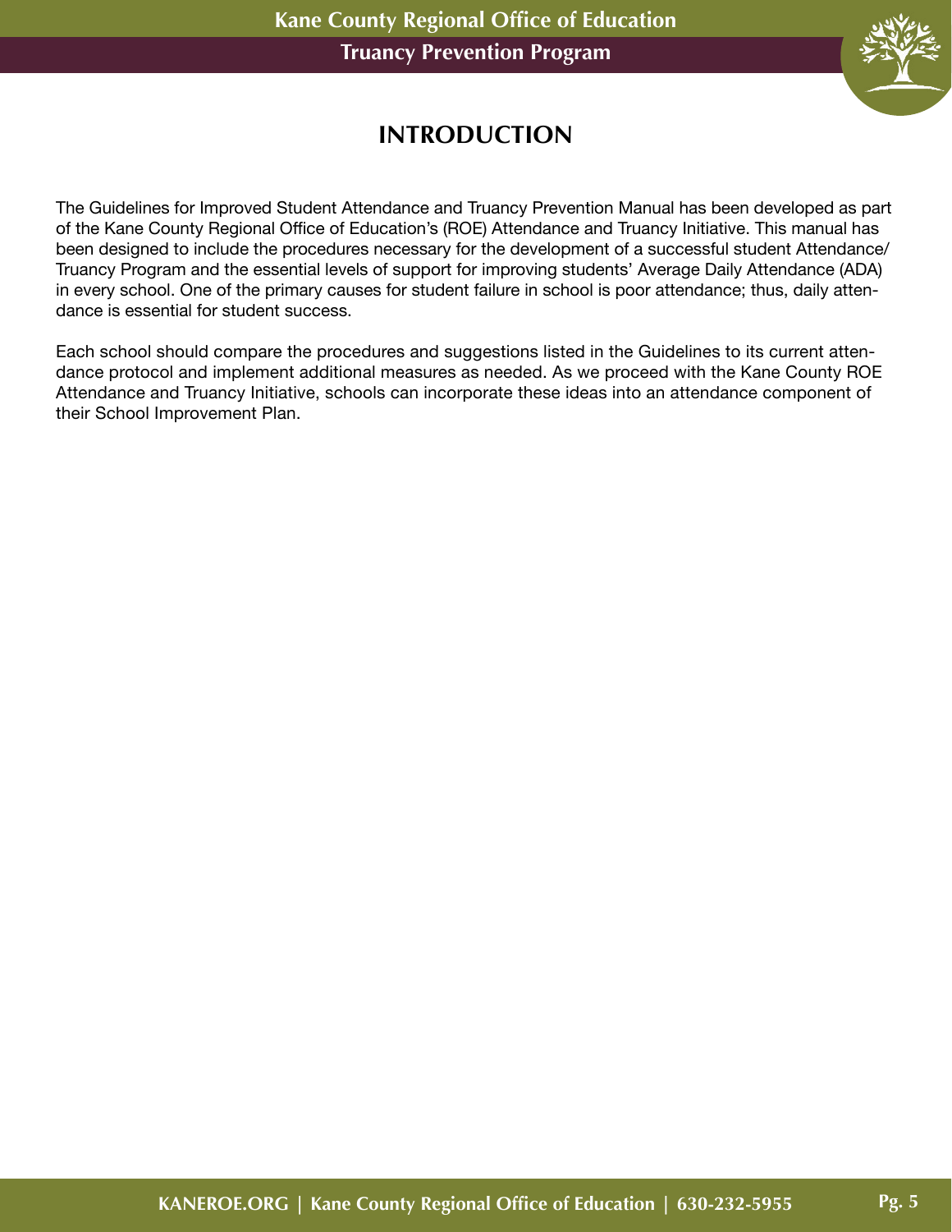# INTRODUCTION

The Guidelines for Improved Student Attendance and Truancy Prevention Manual has been developed as part of the Kane County Regional Office of Education's (ROE) Attendance and Truancy Initiative. This manual has been designed to include the procedures necessary for the development of a successful student Attendance/Truancy Program and the essential levels of support for improving students' Average Daily Attendance (ADA) in every school. One of the primary causes for student failure in school is poor attendance; thus, daily attendance is essential for student success.

Each school should compare the procedures and suggestions listed in the Guidelines to its current attendance protocol and implement additional measures as needed. As we proceed with the Kane County ROE Attendance and Truancy Initiative, schools can incorporate these ideas into an attendance component of their School Improvement Plan.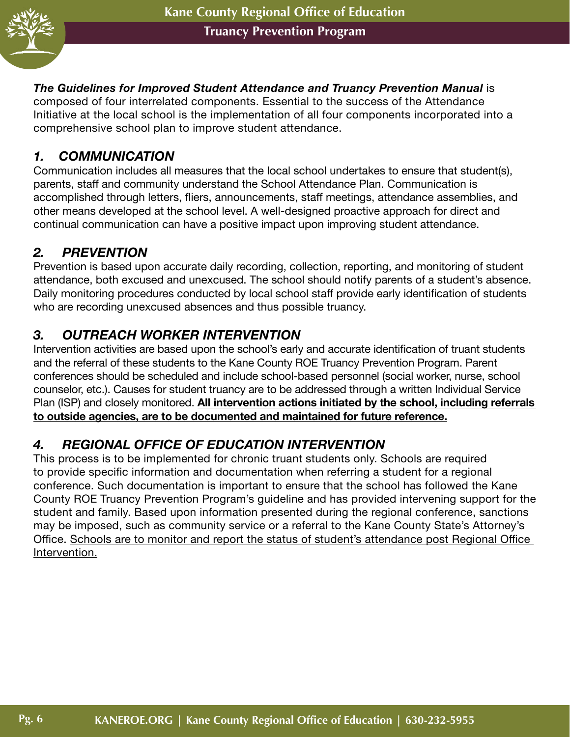***The Guidelines for Improved Student Attendance and Truancy Prevention Manual*** is composed of four interrelated components. Essential to the success of the Attendance Initiative at the local school is the implementation of all four components incorporated into a comprehensive school plan to improve student attendance.

## *1. COMMUNICATION*

Communication includes all measures that the local school undertakes to ensure that student(s), parents, staff and community understand the School Attendance Plan. Communication is accomplished through letters, fliers, announcements, staff meetings, attendance assemblies, and other means developed at the school level. A well-designed proactive approach for direct and continual communication can have a positive impact upon improving student attendance.

## *2. PREVENTION*

Prevention is based upon accurate daily recording, collection, reporting, and monitoring of student attendance, both excused and unexcused. The school should notify parents of a student's absence. Daily monitoring procedures conducted by local school staff provide early identification of students who are recording unexcused absences and thus possible truancy.

## *3. OUTREACH WORKER INTERVENTION*

Intervention activities are based upon the school's early and accurate identification of truant students and the referral of these students to the Kane County ROE Truancy Prevention Program. Parent conferences should be scheduled and include school-based personnel (social worker, nurse, school counselor, etc.). Causes for student truancy are to be addressed through a written Individual Service Plan (ISP) and closely monitored. **All intervention actions initiated by the school, including referrals to outside agencies, are to be documented and maintained for future reference.**

## *4. REGIONAL OFFICE OF EDUCATION INTERVENTION*

This process is to be implemented for chronic truant students only. Schools are required to provide specific information and documentation when referring a student for a regional conference. Such documentation is important to ensure that the school has followed the Kane County ROE Truancy Prevention Program's guideline and has provided intervening support for the student and family. Based upon information presented during the regional conference, sanctions may be imposed, such as community service or a referral to the Kane County State's Attorney's Office. Schools are to monitor and report the status of student's attendance post Regional Office Intervention.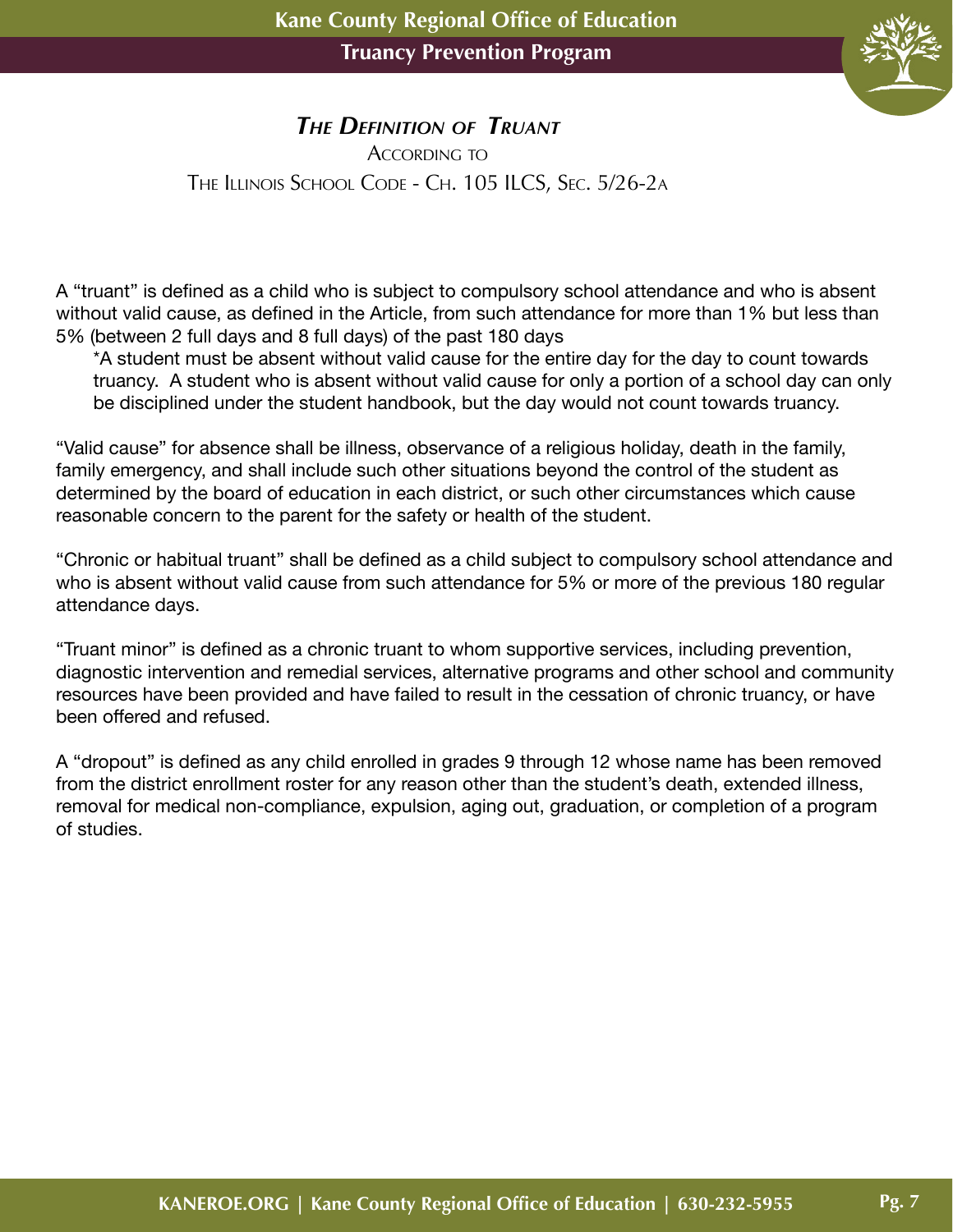# *The Definition of Truant*

According to

The Illinois School Code - Ch. 105 ILCS, Sec. 5/26-2a

A “truant” is defined as a child who is subject to compulsory school attendance and who is absent without valid cause, as defined in the Article, from such attendance for more than 1% but less than 5% (between 2 full days and 8 full days) of the past 180 days

> *A student must be absent without valid cause for the entire day for the day to count towards truancy. A student who is absent without valid cause for only a portion of a school day can only be disciplined under the student handbook, but the day would not count towards truancy.

“Valid cause” for absence shall be illness, observance of a religious holiday, death in the family, family emergency, and shall include such other situations beyond the control of the student as determined by the board of education in each district, or such other circumstances which cause reasonable concern to the parent for the safety or health of the student.

“Chronic or habitual truant” shall be defined as a child subject to compulsory school attendance and who is absent without valid cause from such attendance for 5% or more of the previous 180 regular attendance days.

“Truant minor” is defined as a chronic truant to whom supportive services, including prevention, diagnostic intervention and remedial services, alternative programs and other school and community resources have been provided and have failed to result in the cessation of chronic truancy, or have been offered and refused.

A “dropout” is defined as any child enrolled in grades 9 through 12 whose name has been removed from the district enrollment roster for any reason other than the student’s death, extended illness, removal for medical non-compliance, expulsion, aging out, graduation, or completion of a program of studies.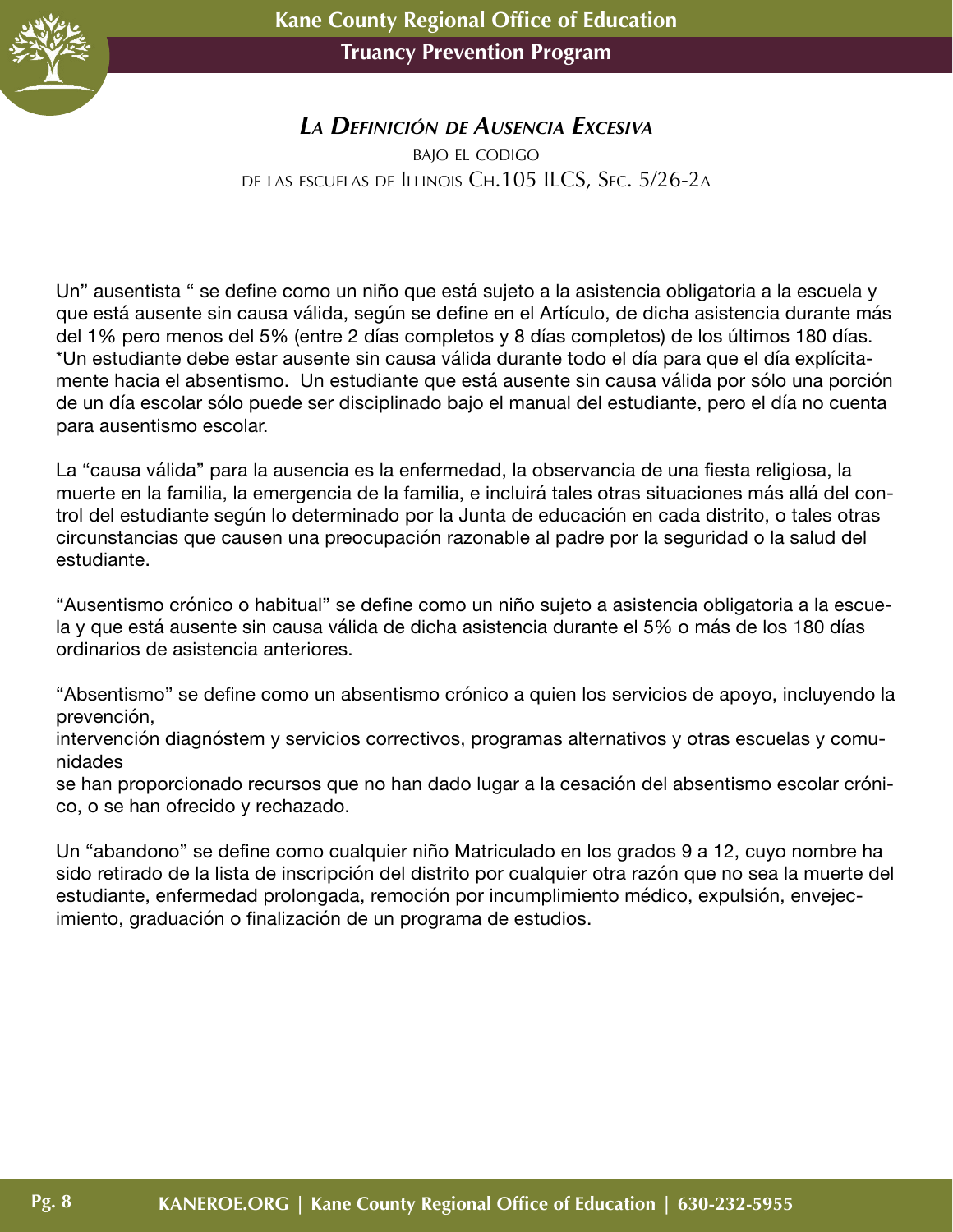# *La Definición de Ausencia Excesiva*

bajo el codigo
de las escuelas de Illinois Ch.105 ILCS, Sec. 5/26-2a

Un" ausentista " se define como un niño que está sujeto a la asistencia obligatoria a la escuela y que está ausente sin causa válida, según se define en el Artículo, de dicha asistencia durante más del 1% pero menos del 5% (entre 2 días completos y 8 días completos) de los últimos 180 días. *Un estudiante debe estar ausente sin causa válida durante todo el día para que el día explícitamente hacia el absentismo. Un estudiante que está ausente sin causa válida por sólo una porción de un día escolar sólo puede ser disciplinado bajo el manual del estudiante, pero el día no cuenta para ausentismo escolar.

La "causa válida" para la ausencia es la enfermedad, la observancia de una fiesta religiosa, la muerte en la familia, la emergencia de la familia, e incluirá tales otras situaciones más allá del control del estudiante según lo determinado por la Junta de educación en cada distrito, o tales otras circunstancias que causen una preocupación razonable al padre por la seguridad o la salud del estudiante.

"Ausentismo crónico o habitual" se define como un niño sujeto a asistencia obligatoria a la escuela y que está ausente sin causa válida de dicha asistencia durante el 5% o más de los 180 días ordinarios de asistencia anteriores.

"Absentismo" se define como un absentismo crónico a quien los servicios de apoyo, incluyendo la prevención,
intervención diagnóstem y servicios correctivos, programas alternativos y otras escuelas y comunidades
se han proporcionado recursos que no han dado lugar a la cesación del absentismo escolar crónico, o se han ofrecido y rechazado.

Un "abandono" se define como cualquier niño Matriculado en los grados 9 a 12, cuyo nombre ha sido retirado de la lista de inscripción del distrito por cualquier otra razón que no sea la muerte del estudiante, enfermedad prolongada, remoción por incumplimiento médico, expulsión, envejecimiento, graduación o finalización de un programa de estudios.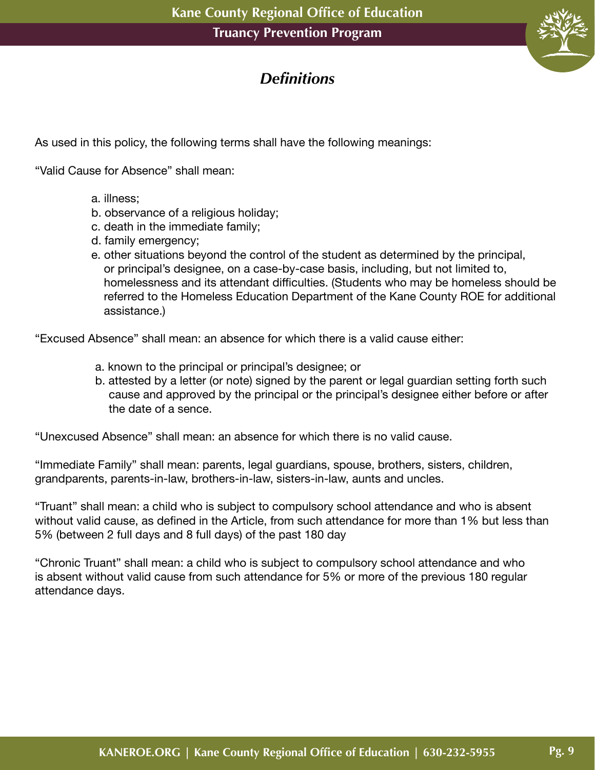## *Definitions*

As used in this policy, the following terms shall have the following meanings:

“Valid Cause for Absence” shall mean:

a. illness;
b. observance of a religious holiday;
c. death in the immediate family;
d. family emergency;
e. other situations beyond the control of the student as determined by the principal, or principal’s designee, on a case-by-case basis, including, but not limited to, homelessness and its attendant difficulties. (Students who may be homeless should be referred to the Homeless Education Department of the Kane County ROE for additional assistance.)

“Excused Absence” shall mean: an absence for which there is a valid cause either:

a. known to the principal or principal’s designee; or
b. attested by a letter (or note) signed by the parent or legal guardian setting forth such cause and approved by the principal or the principal’s designee either before or after the date of a sence.

“Unexcused Absence” shall mean: an absence for which there is no valid cause.

“Immediate Family” shall mean: parents, legal guardians, spouse, brothers, sisters, children, grandparents, parents-in-law, brothers-in-law, sisters-in-law, aunts and uncles.

“Truant” shall mean: a child who is subject to compulsory school attendance and who is absent without valid cause, as defined in the Article, from such attendance for more than 1% but less than 5% (between 2 full days and 8 full days) of the past 180 day

“Chronic Truant” shall mean: a child who is subject to compulsory school attendance and who is absent without valid cause from such attendance for 5% or more of the previous 180 regular attendance days.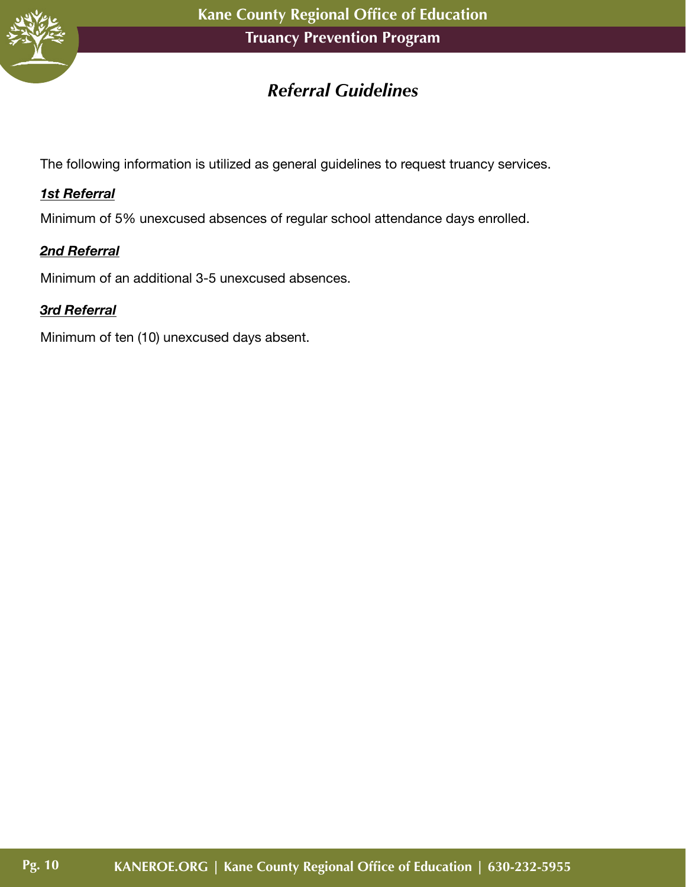## *Referral Guidelines*

The following information is utilized as general guidelines to request truancy services.

***1st Referral***

Minimum of 5% unexcused absences of regular school attendance days enrolled.

***2nd Referral***

Minimum of an additional 3-5 unexcused absences.

***3rd Referral***

Minimum of ten (10) unexcused days absent.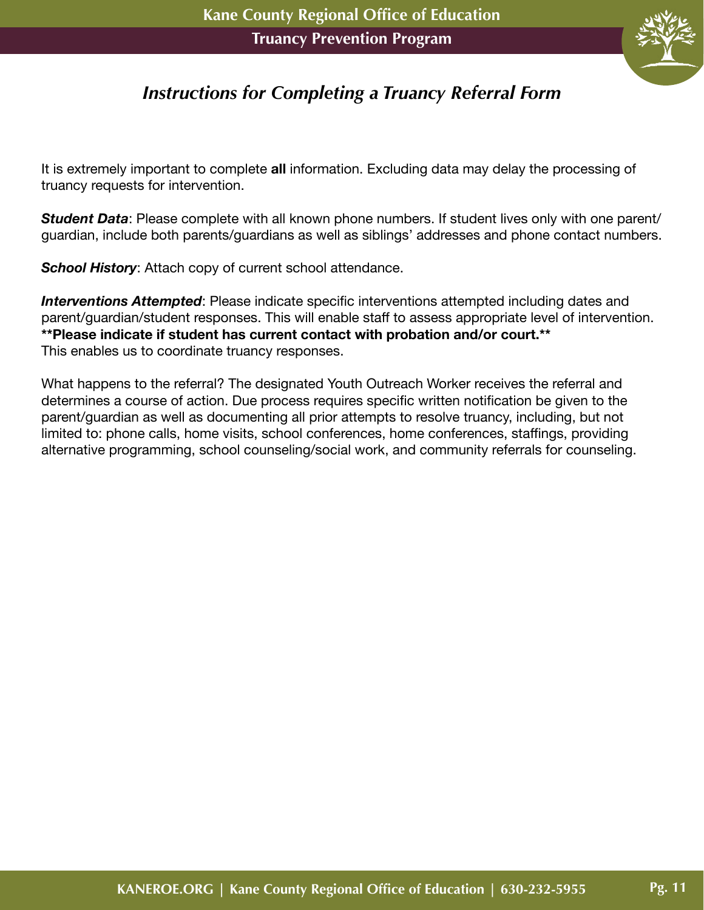## *Instructions for Completing a Truancy Referral Form*

It is extremely important to complete **all** information. Excluding data may delay the processing of truancy requests for intervention.

***Student Data***: Please complete with all known phone numbers. If student lives only with one parent/guardian, include both parents/guardians as well as siblings' addresses and phone contact numbers.

***School History***: Attach copy of current school attendance.

***Interventions Attempted***: Please indicate specific interventions attempted including dates and parent/guardian/student responses. This will enable staff to assess appropriate level of intervention.
****Please indicate if student has current contact with probation and/or court.****
This enables us to coordinate truancy responses.

What happens to the referral? The designated Youth Outreach Worker receives the referral and determines a course of action. Due process requires specific written notification be given to the parent/guardian as well as documenting all prior attempts to resolve truancy, including, but not limited to: phone calls, home visits, school conferences, home conferences, staffings, providing alternative programming, school counseling/social work, and community referrals for counseling.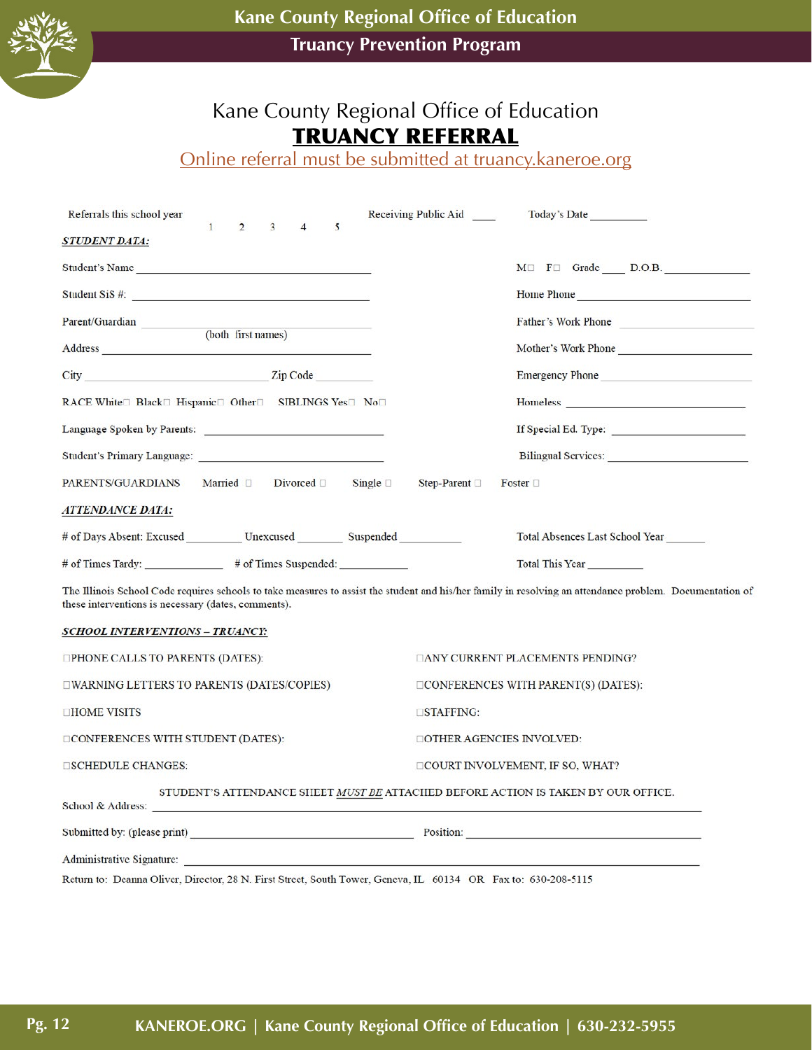# Kane County Regional Office of Education
## TRUANCY REFERRAL

Online referral must be submitted at truancy.kaneroe.org

Referrals this school year 1 2 3 4 5 | Receiving Public Aid ____ | Today's Date __________

***STUDENT DATA:***

Student's Name ________________________________ M☐ F☐ Grade ____ D.O.B. ______________

Student SiS #: ________________________________ Home Phone ______________________

Parent/Guardian ________________________________ (both first names) Father's Work Phone ______________________

Address ________________________________ Mother's Work Phone ______________________

City ____________________ Zip Code __________ Emergency Phone ______________________

RACE White☐ Black☐ Hispanic☐ Other☐ SIBLINGS Yes☐ No☐ Homeless ______________________

Language Spoken by Parents: ________________________ If Special Ed. Type: ______________________

Student's Primary Language: ________________________ Bilingual Services: ______________________

PARENTS/GUARDIANS Married ☐ Divorced ☐ Single ☐ Step-Parent ☐ Foster ☐

***ATTENDANCE DATA:***

# of Days Absent: Excused ________ Unexcused ________ Suspended __________ Total Absences Last School Year _______

# of Times Tardy: ____________ # of Times Suspended: ____________ Total This Year ________

The Illinois School Code requires schools to take measures to assist the student and his/her family in resolving an attendance problem. Documentation of these interventions is necessary (dates, comments).

***SCHOOL INTERVENTIONS – TRUANCY:***

☐PHONE CALLS TO PARENTS (DATES):

☐WARNING LETTERS TO PARENTS (DATES/COPIES)

☐HOME VISITS

☐CONFERENCES WITH STUDENT (DATES):

☐SCHEDULE CHANGES:

☐ANY CURRENT PLACEMENTS PENDING?

☐CONFERENCES WITH PARENT(S) (DATES):

☐STAFFING:

☐OTHER AGENCIES INVOLVED:

☐COURT INVOLVEMENT, IF SO, WHAT?

STUDENT'S ATTENDANCE SHEET *MUST BE* ATTACHED BEFORE ACTION IS TAKEN BY OUR OFFICE.

School & Address: ____________________________________________________________

Submitted by: (please print) ______________________________ Position: ______________________________

Administrative Signature: ____________________________________________________________

Return to: Deanna Oliver, Director, 28 N. First Street, South Tower, Geneva, IL 60134 OR Fax to: 630-208-5115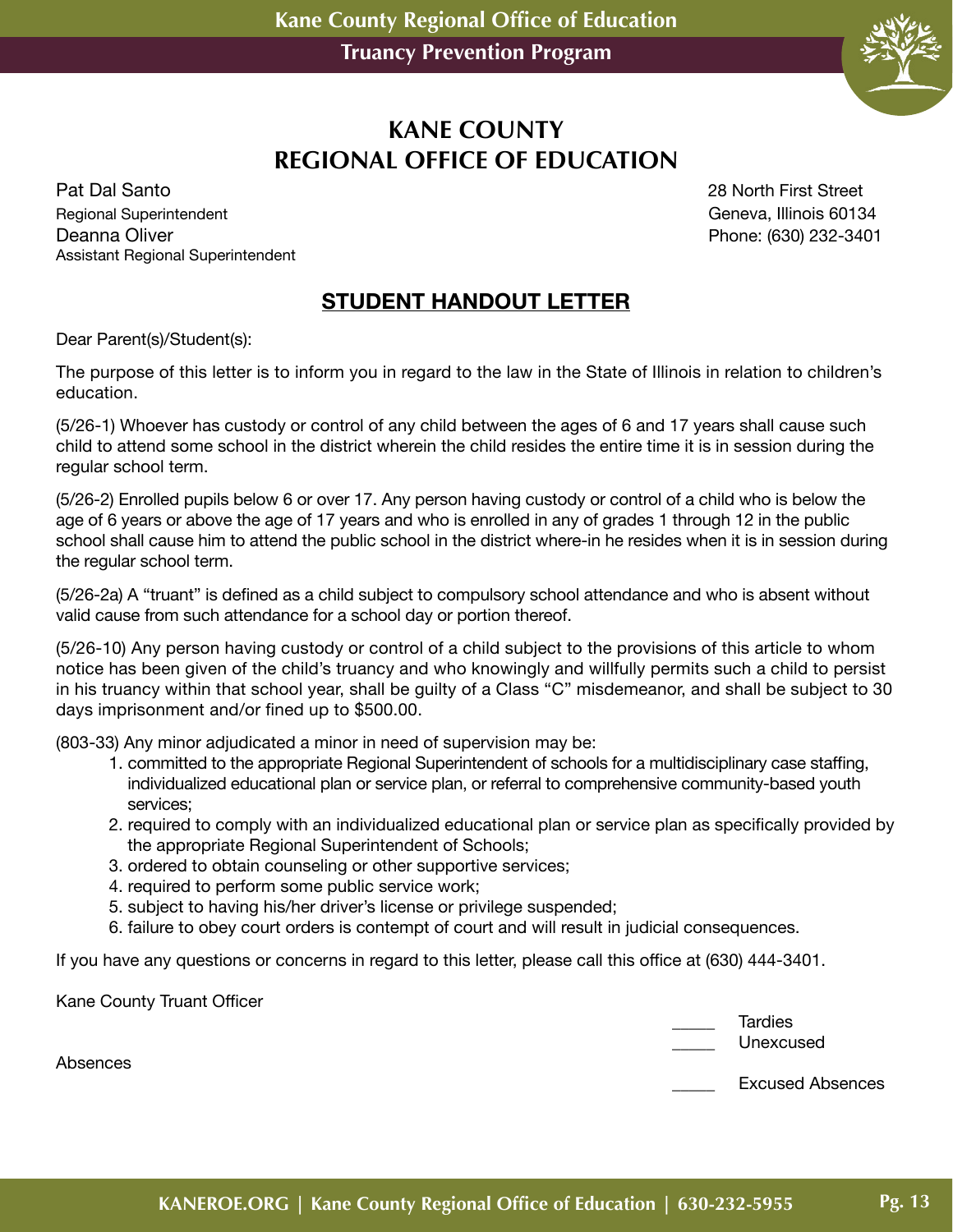# KANE COUNTY REGIONAL OFFICE OF EDUCATION

Pat Dal Santo
Regional Superintendent
Deanna Oliver
Assistant Regional Superintendent

28 North First Street
Geneva, Illinois 60134
Phone: (630) 232-3401

## STUDENT HANDOUT LETTER

Dear Parent(s)/Student(s):

The purpose of this letter is to inform you in regard to the law in the State of Illinois in relation to children's education.

(5/26-1) Whoever has custody or control of any child between the ages of 6 and 17 years shall cause such child to attend some school in the district wherein the child resides the entire time it is in session during the regular school term.

(5/26-2) Enrolled pupils below 6 or over 17. Any person having custody or control of a child who is below the age of 6 years or above the age of 17 years and who is enrolled in any of grades 1 through 12 in the public school shall cause him to attend the public school in the district where-in he resides when it is in session during the regular school term.

(5/26-2a) A "truant" is defined as a child subject to compulsory school attendance and who is absent without valid cause from such attendance for a school day or portion thereof.

(5/26-10) Any person having custody or control of a child subject to the provisions of this article to whom notice has been given of the child's truancy and who knowingly and willfully permits such a child to persist in his truancy within that school year, shall be guilty of a Class "C" misdemeanor, and shall be subject to 30 days imprisonment and/or fined up to $500.00.

(803-33) Any minor adjudicated a minor in need of supervision may be:

1. committed to the appropriate Regional Superintendent of schools for a multidisciplinary case staffing, individualized educational plan or service plan, or referral to comprehensive community-based youth services;
2. required to comply with an individualized educational plan or service plan as specifically provided by the appropriate Regional Superintendent of Schools;
3. ordered to obtain counseling or other supportive services;
4. required to perform some public service work;
5. subject to having his/her driver's license or privilege suspended;
6. failure to obey court orders is contempt of court and will result in judicial consequences.

If you have any questions or concerns in regard to this letter, please call this office at (630) 444-3401.

Kane County Truant Officer

_____ Tardies
_____ Unexcused Absences
_____ Excused Absences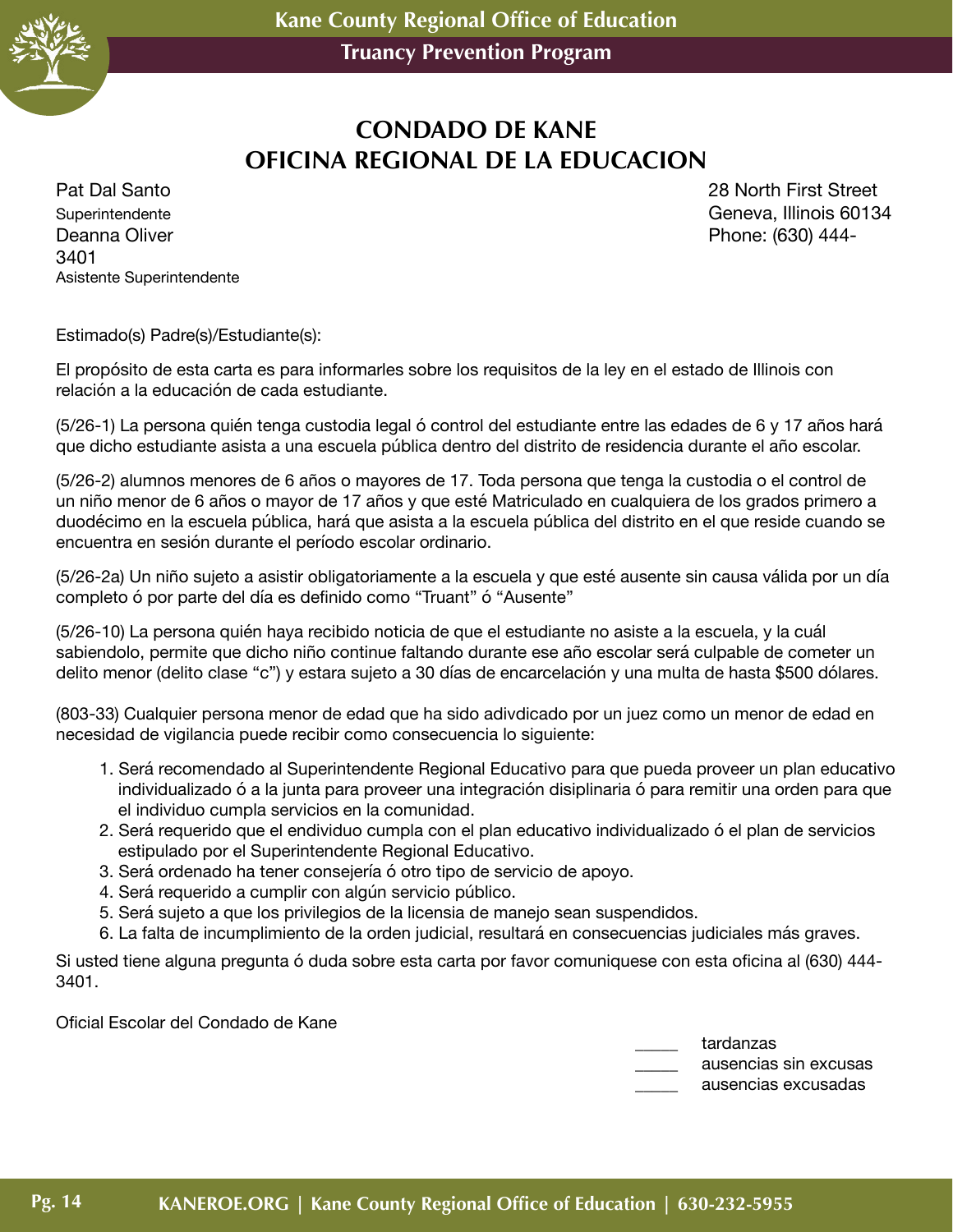# CONDADO DE KANE
# OFICINA REGIONAL DE LA EDUCACION

Pat Dal Santo
Superintendente
Deanna Oliver
3401
Asistente Superintendente

28 North First Street
Geneva, Illinois 60134
Phone: (630) 444-

Estimado(s) Padre(s)/Estudiante(s):

El propósito de esta carta es para informarles sobre los requisitos de la ley en el estado de Illinois con relación a la educación de cada estudiante.

(5/26-1) La persona quién tenga custodia legal ó control del estudiante entre las edades de 6 y 17 años hará que dicho estudiante asista a una escuela pública dentro del distrito de residencia durante el año escolar.

(5/26-2) alumnos menores de 6 años o mayores de 17. Toda persona que tenga la custodia o el control de un niño menor de 6 años o mayor de 17 años y que esté Matriculado en cualquiera de los grados primero a duodécimo en la escuela pública, hará que asista a la escuela pública del distrito en el que reside cuando se encuentra en sesión durante el período escolar ordinario.

(5/26-2a) Un niño sujeto a asistir obligatoriamente a la escuela y que esté ausente sin causa válida por un día completo ó por parte del día es definido como "Truant" ó "Ausente"

(5/26-10) La persona quién haya recibido noticia de que el estudiante no asiste a la escuela, y la cuál sabiendolo, permite que dicho niño continue faltando durante ese año escolar será culpable de cometer un delito menor (delito clase "c") y estara sujeto a 30 días de encarcelación y una multa de hasta $500 dólares.

(803-33) Cualquier persona menor de edad que ha sido adivdicado por un juez como un menor de edad en necesidad de vigilancia puede recibir como consecuencia lo siguiente:

1. Será recomendado al Superintendente Regional Educativo para que pueda proveer un plan educativo individualizado ó a la junta para proveer una integración disiplinaria ó para remitir una orden para que el individuo cumpla servicios en la comunidad.
2. Será requerido que el endividuo cumpla con el plan educativo individualizado ó el plan de servicios estipulado por el Superintendente Regional Educativo.
3. Será ordenado ha tener consejería ó otro tipo de servicio de apoyo.
4. Será requerido a cumplir con algún servicio público.
5. Será sujeto a que los privilegios de la licensia de manejo sean suspendidos.
6. La falta de incumplimiento de la orden judicial, resultará en consecuencias judiciales más graves.

Si usted tiene alguna pregunta ó duda sobre esta carta por favor comuniquese con esta oficina al (630) 444-3401.

Oficial Escolar del Condado de Kane

_____ tardanzas
_____ ausencias sin excusas
_____ ausencias excusadas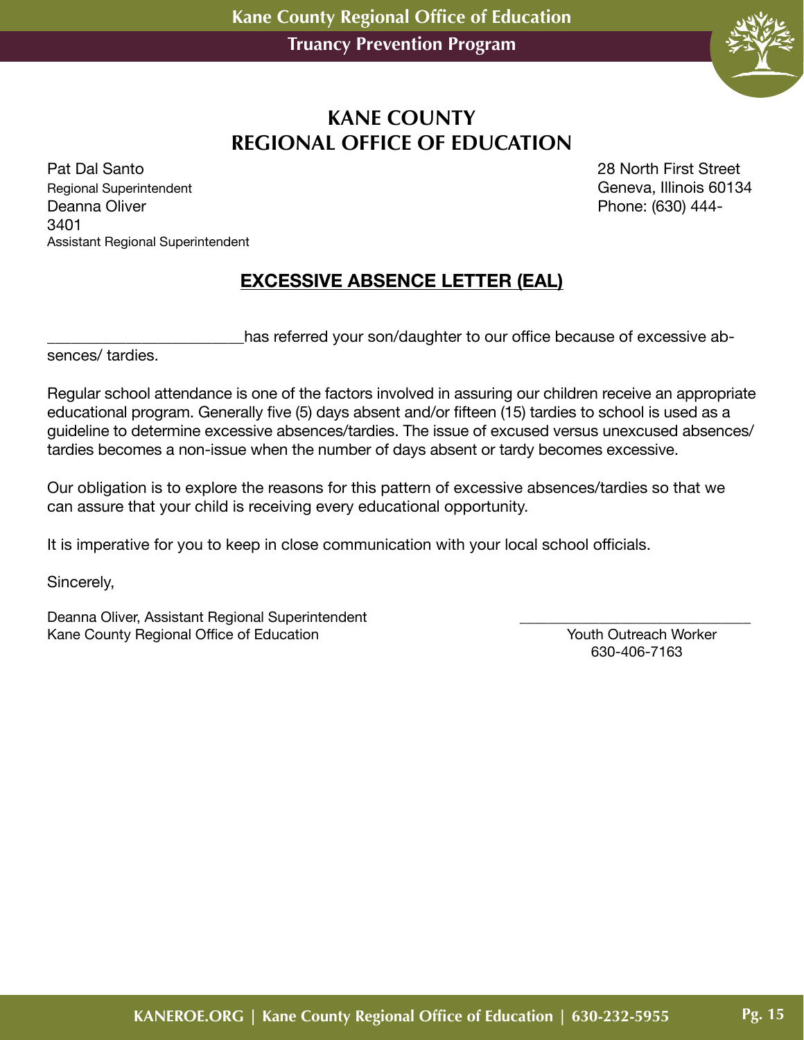# KANE COUNTY
# REGIONAL OFFICE OF EDUCATION

Pat Dal Santo
Regional Superintendent
Deanna Oliver
Assistant Regional Superintendent

28 North First Street
Geneva, Illinois 60134
Phone: (630) 444-3401

## EXCESSIVE ABSENCE LETTER (EAL)

________________________has referred your son/daughter to our office because of excessive absences/ tardies.

Regular school attendance is one of the factors involved in assuring our children receive an appropriate educational program. Generally five (5) days absent and/or fifteen (15) tardies to school is used as a guideline to determine excessive absences/tardies. The issue of excused versus unexcused absences/ tardies becomes a non-issue when the number of days absent or tardy becomes excessive.

Our obligation is to explore the reasons for this pattern of excessive absences/tardies so that we can assure that your child is receiving every educational opportunity.

It is imperative for you to keep in close communication with your local school officials.

Sincerely,

Deanna Oliver, Assistant Regional Superintendent
Kane County Regional Office of Education

______________________________
Youth Outreach Worker
630-406-7163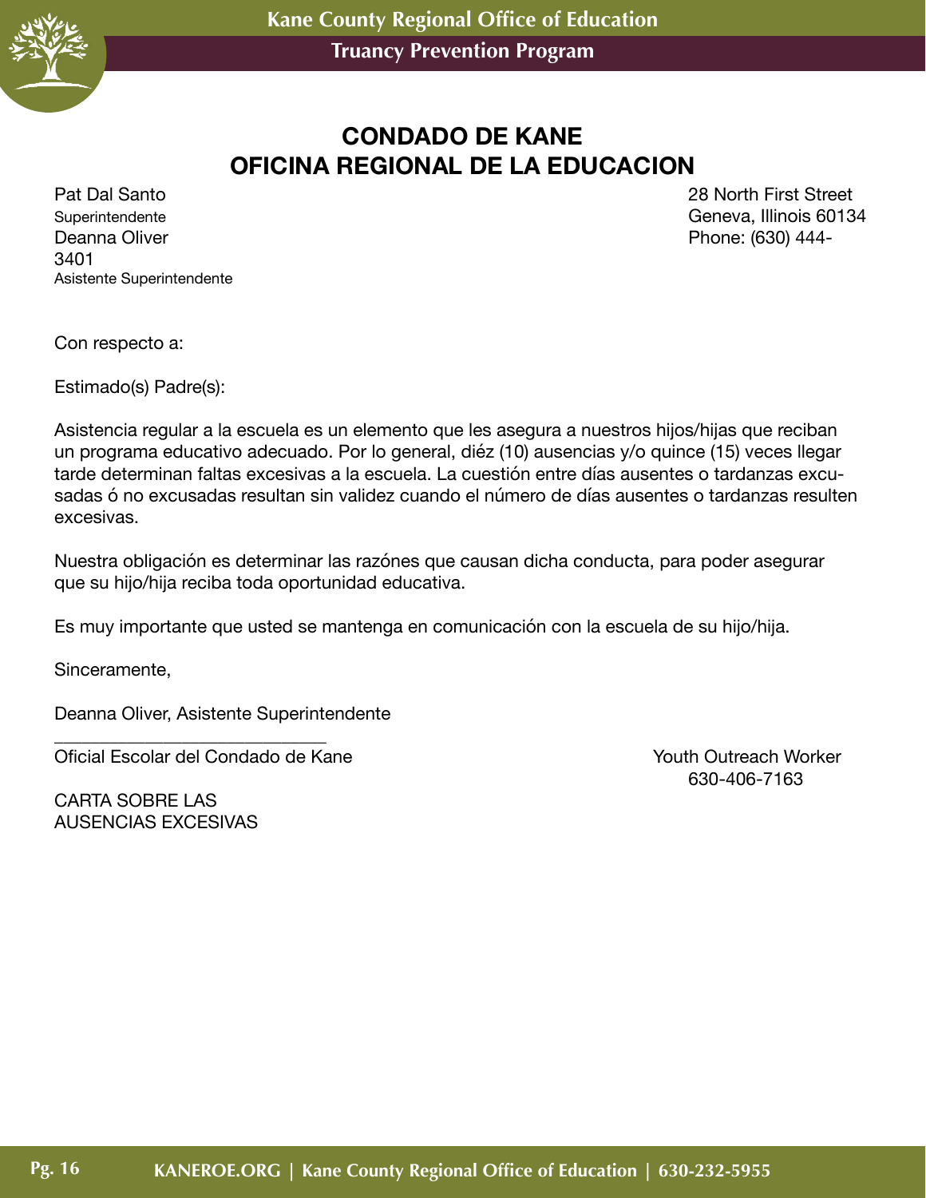# CONDADO DE KANE
# OFICINA REGIONAL DE LA EDUCACION

Pat Dal Santo
Superintendente
Deanna Oliver
3401
Asistente Superintendente

28 North First Street
Geneva, Illinois 60134
Phone: (630) 444-

Con respecto a:

Estimado(s) Padre(s):

Asistencia regular a la escuela es un elemento que les asegura a nuestros hijos/hijas que reciban un programa educativo adecuado. Por lo general, diéz (10) ausencias y/o quince (15) veces llegar tarde determinan faltas excesivas a la escuela. La cuestión entre días ausentes o tardanzas excusadas ó no excusadas resultan sin validez cuando el número de días ausentes o tardanzas resulten excesivas.

Nuestra obligación es determinar las razónes que causan dicha conducta, para poder asegurar que su hijo/hija reciba toda oportunidad educativa.

Es muy importante que usted se mantenga en comunicación con la escuela de su hijo/hija.

Sinceramente,

Deanna Oliver, Asistente Superintendente

_____________________________
Oficial Escolar del Condado de Kane

Youth Outreach Worker
630-406-7163

CARTA SOBRE LAS
AUSENCIAS EXCESIVAS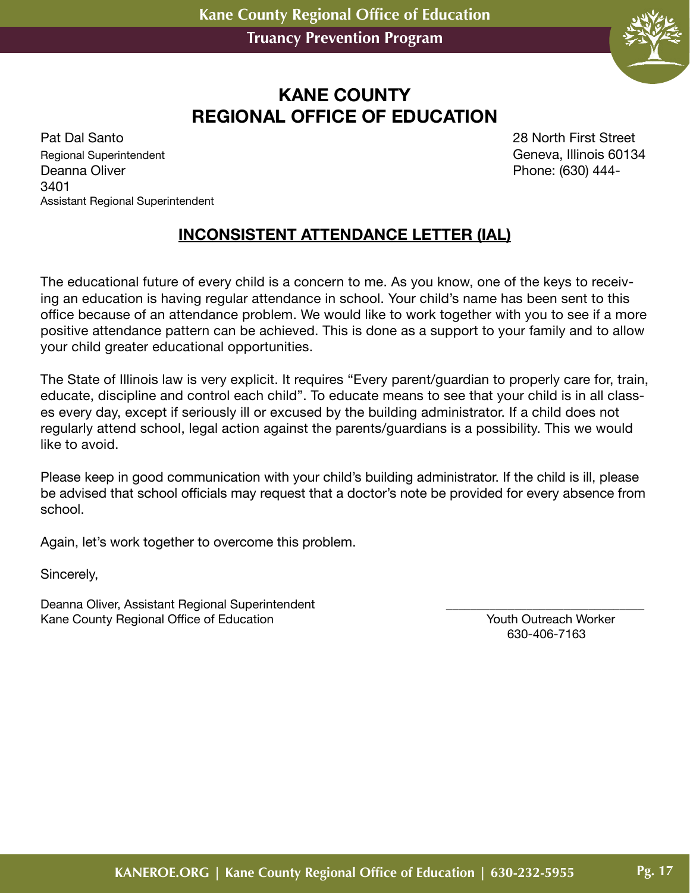# KANE COUNTY
# REGIONAL OFFICE OF EDUCATION

Pat Dal Santo
Regional Superintendent
Deanna Oliver
3401
Assistant Regional Superintendent

28 North First Street
Geneva, Illinois 60134
Phone: (630) 444-

## INCONSISTENT ATTENDANCE LETTER (IAL)

The educational future of every child is a concern to me. As you know, one of the keys to receiving an education is having regular attendance in school. Your child's name has been sent to this office because of an attendance problem. We would like to work together with you to see if a more positive attendance pattern can be achieved. This is done as a support to your family and to allow your child greater educational opportunities.

The State of Illinois law is very explicit. It requires "Every parent/guardian to properly care for, train, educate, discipline and control each child". To educate means to see that your child is in all classes every day, except if seriously ill or excused by the building administrator. If a child does not regularly attend school, legal action against the parents/guardians is a possibility. This we would like to avoid.

Please keep in good communication with your child's building administrator. If the child is ill, please be advised that school officials may request that a doctor's note be provided for every absence from school.

Again, let's work together to overcome this problem.

Sincerely,

Deanna Oliver, Assistant Regional Superintendent
Kane County Regional Office of Education

\_\_\_\_\_\_\_\_\_\_\_\_\_\_\_\_\_\_\_\_\_\_\_\_\_\_\_\_\_\_
Youth Outreach Worker
630-406-7163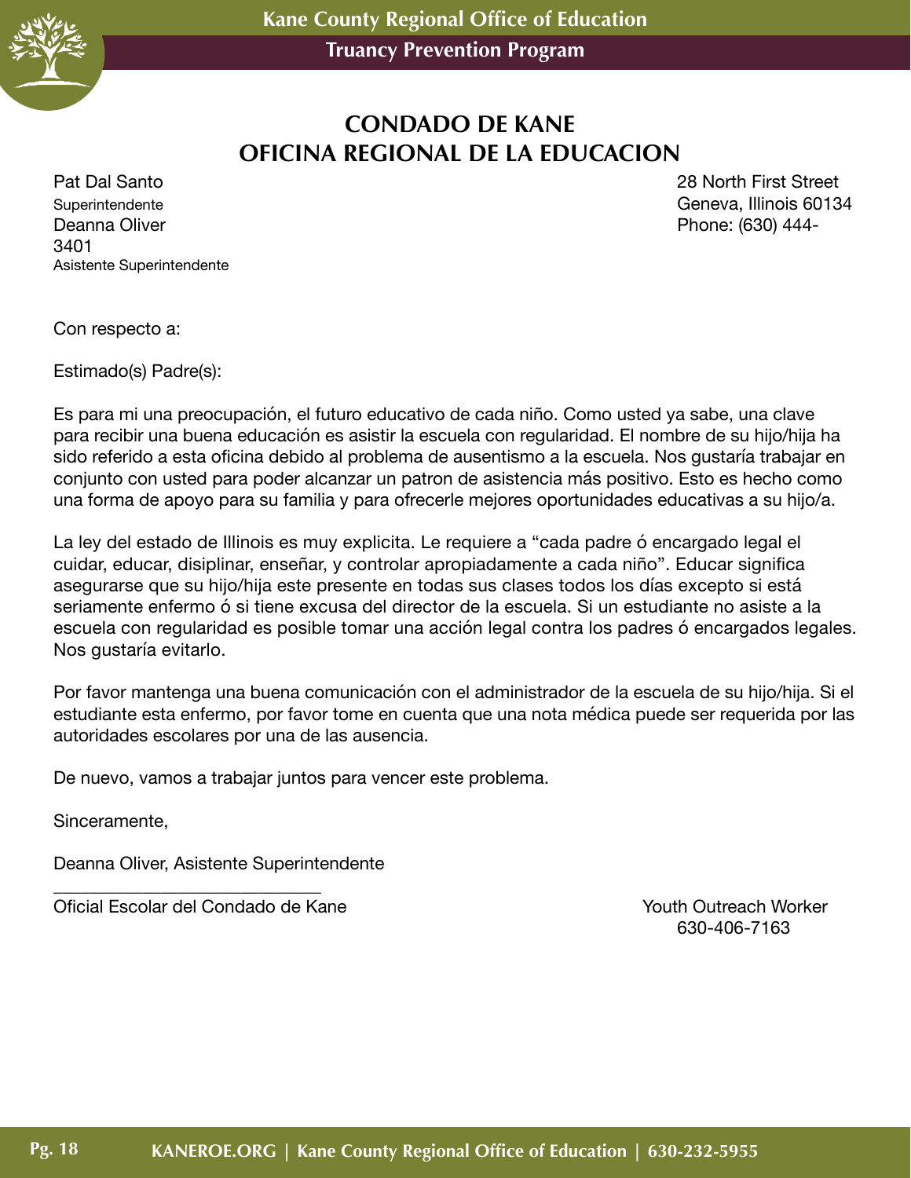# CONDADO DE KANE
# OFICINA REGIONAL DE LA EDUCACION

Pat Dal Santo
Superintendente
Deanna Oliver
Asistente Superintendente

28 North First Street
Geneva, Illinois 60134
Phone: (630) 444-3401

Con respecto a:

Estimado(s) Padre(s):

Es para mi una preocupación, el futuro educativo de cada niño. Como usted ya sabe, una clave para recibir una buena educación es asistir la escuela con regularidad. El nombre de su hijo/hija ha sido referido a esta oficina debido al problema de ausentismo a la escuela. Nos gustaría trabajar en conjunto con usted para poder alcanzar un patron de asistencia más positivo. Esto es hecho como una forma de apoyo para su familia y para ofrecerle mejores oportunidades educativas a su hijo/a.

La ley del estado de Illinois es muy explicita. Le requiere a "cada padre ó encargado legal el cuidar, educar, disiplinar, enseñar, y controlar apropiadamente a cada niño". Educar significa asegurarse que su hijo/hija este presente en todas sus clases todos los días excepto si está seriamente enfermo ó si tiene excusa del director de la escuela. Si un estudiante no asiste a la escuela con regularidad es posible tomar una acción legal contra los padres ó encargados legales. Nos gustaría evitarlo.

Por favor mantenga una buena comunicación con el administrador de la escuela de su hijo/hija. Si el estudiante esta enfermo, por favor tome en cuenta que una nota médica puede ser requerida por las autoridades escolares por una de las ausencia.

De nuevo, vamos a trabajar juntos para vencer este problema.

Sinceramente,

Deanna Oliver, Asistente Superintendente

______________________________
Oficial Escolar del Condado de Kane

Youth Outreach Worker
630-406-7163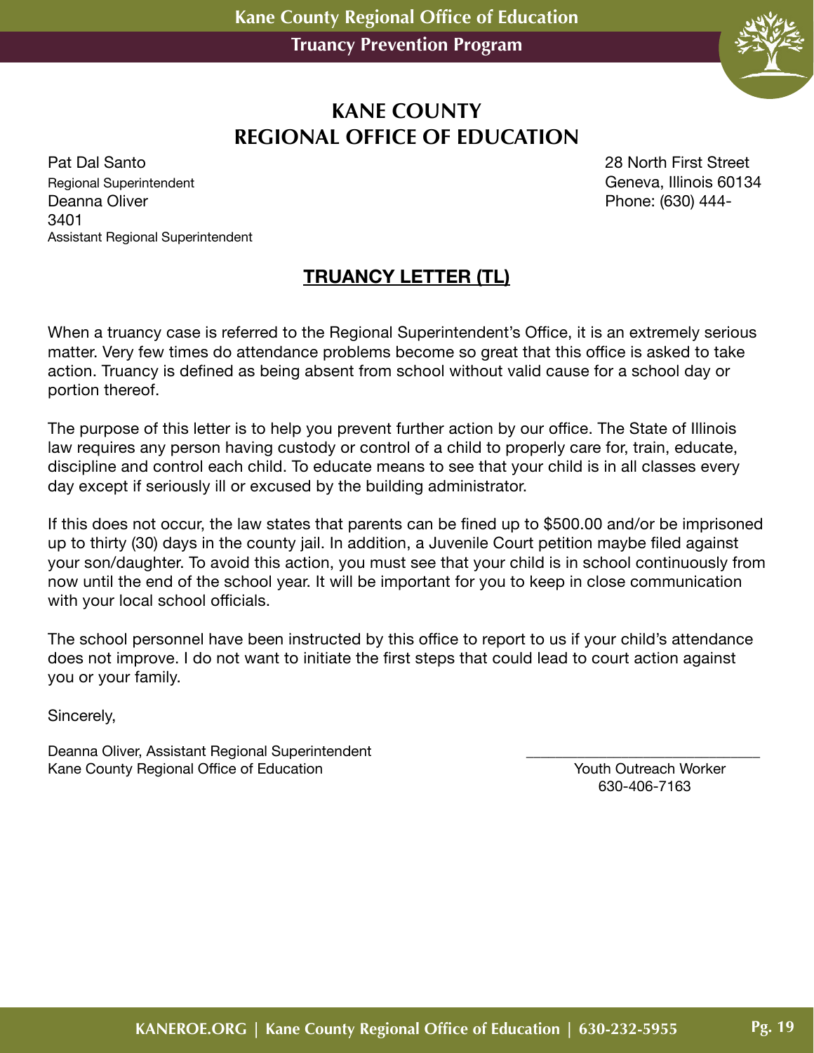# KANE COUNTY REGIONAL OFFICE OF EDUCATION

Pat Dal Santo
Regional Superintendent
Deanna Oliver
3401
Assistant Regional Superintendent

28 North First Street
Geneva, Illinois 60134
Phone: (630) 444-

## TRUANCY LETTER (TL)

When a truancy case is referred to the Regional Superintendent's Office, it is an extremely serious matter. Very few times do attendance problems become so great that this office is asked to take action. Truancy is defined as being absent from school without valid cause for a school day or portion thereof.

The purpose of this letter is to help you prevent further action by our office. The State of Illinois law requires any person having custody or control of a child to properly care for, train, educate, discipline and control each child. To educate means to see that your child is in all classes every day except if seriously ill or excused by the building administrator.

If this does not occur, the law states that parents can be fined up to $500.00 and/or be imprisoned up to thirty (30) days in the county jail. In addition, a Juvenile Court petition maybe filed against your son/daughter. To avoid this action, you must see that your child is in school continuously from now until the end of the school year. It will be important for you to keep in close communication with your local school officials.

The school personnel have been instructed by this office to report to us if your child's attendance does not improve. I do not want to initiate the first steps that could lead to court action against you or your family.

Sincerely,

Deanna Oliver, Assistant Regional Superintendent
Kane County Regional Office of Education

_______________________________
Youth Outreach Worker
630-406-7163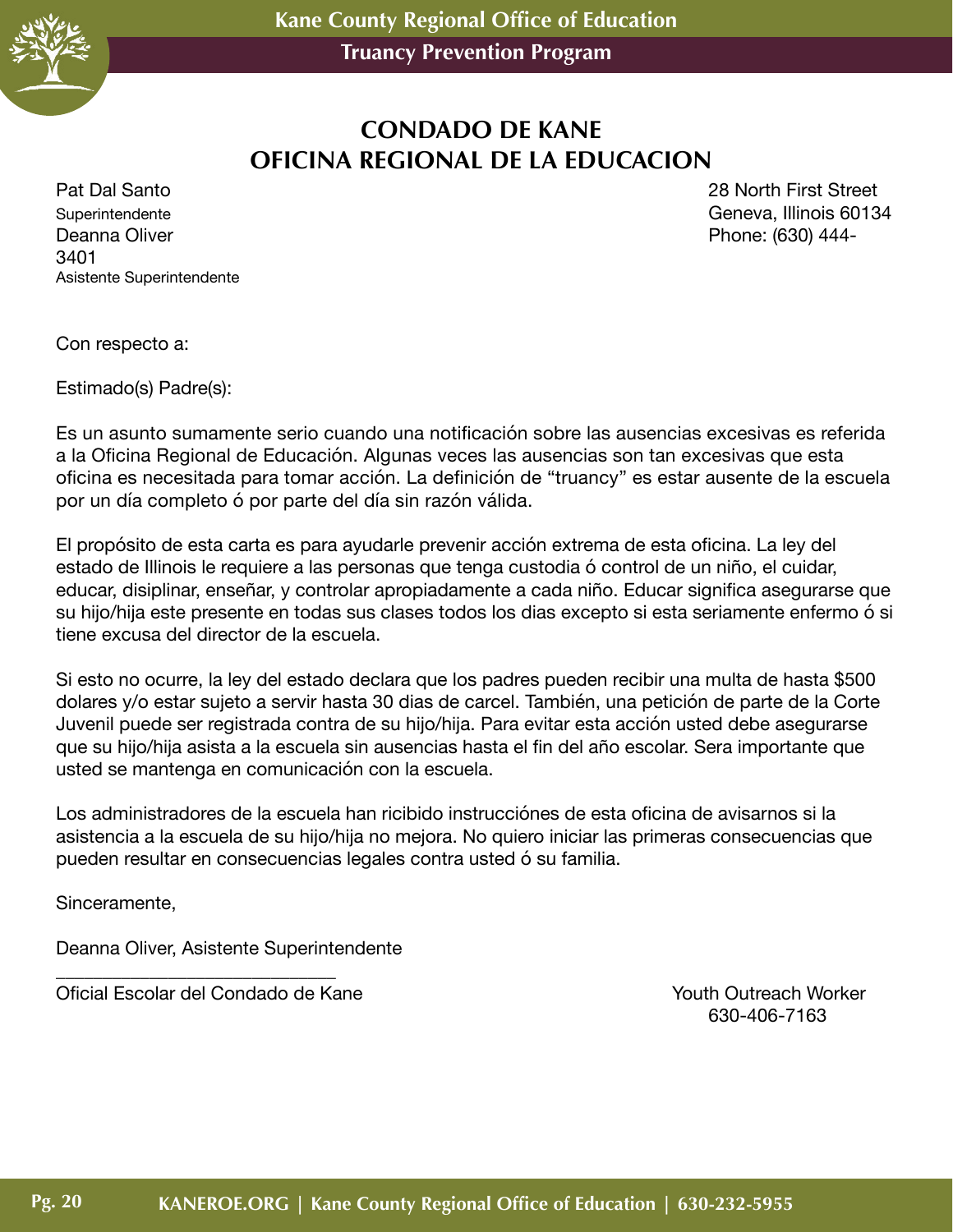# CONDADO DE KANE
# OFICINA REGIONAL DE LA EDUCACION

Pat Dal Santo
Superintendente
Deanna Oliver
3401
Asistente Superintendente

28 North First Street
Geneva, Illinois 60134
Phone: (630) 444-

Con respecto a:

Estimado(s) Padre(s):

Es un asunto sumamente serio cuando una notificación sobre las ausencias excesivas es referida a la Oficina Regional de Educación. Algunas veces las ausencias son tan excesivas que esta oficina es necesitada para tomar acción. La definición de "truancy" es estar ausente de la escuela por un día completo ó por parte del día sin razón válida.

El propósito de esta carta es para ayudarle prevenir acción extrema de esta oficina. La ley del estado de Illinois le requiere a las personas que tenga custodia ó control de un niño, el cuidar, educar, disiplinar, enseñar, y controlar apropiadamente a cada niño. Educar significa asegurarse que su hijo/hija este presente en todas sus clases todos los dias excepto si esta seriamente enfermo ó si tiene excusa del director de la escuela.

Si esto no ocurre, la ley del estado declara que los padres pueden recibir una multa de hasta $500 dolares y/o estar sujeto a servir hasta 30 dias de carcel. También, una petición de parte de la Corte Juvenil puede ser registrada contra de su hijo/hija. Para evitar esta acción usted debe asegurarse que su hijo/hija asista a la escuela sin ausencias hasta el fin del año escolar. Sera importante que usted se mantenga en comunicación con la escuela.

Los administradores de la escuela han ricibido instrucciónes de esta oficina de avisarnos si la asistencia a la escuela de su hijo/hija no mejora. No quiero iniciar las primeras consecuencias que pueden resultar en consecuencias legales contra usted ó su familia.

Sinceramente,

Deanna Oliver, Asistente Superintendente

_____________________________
Oficial Escolar del Condado de Kane

Youth Outreach Worker
630-406-7163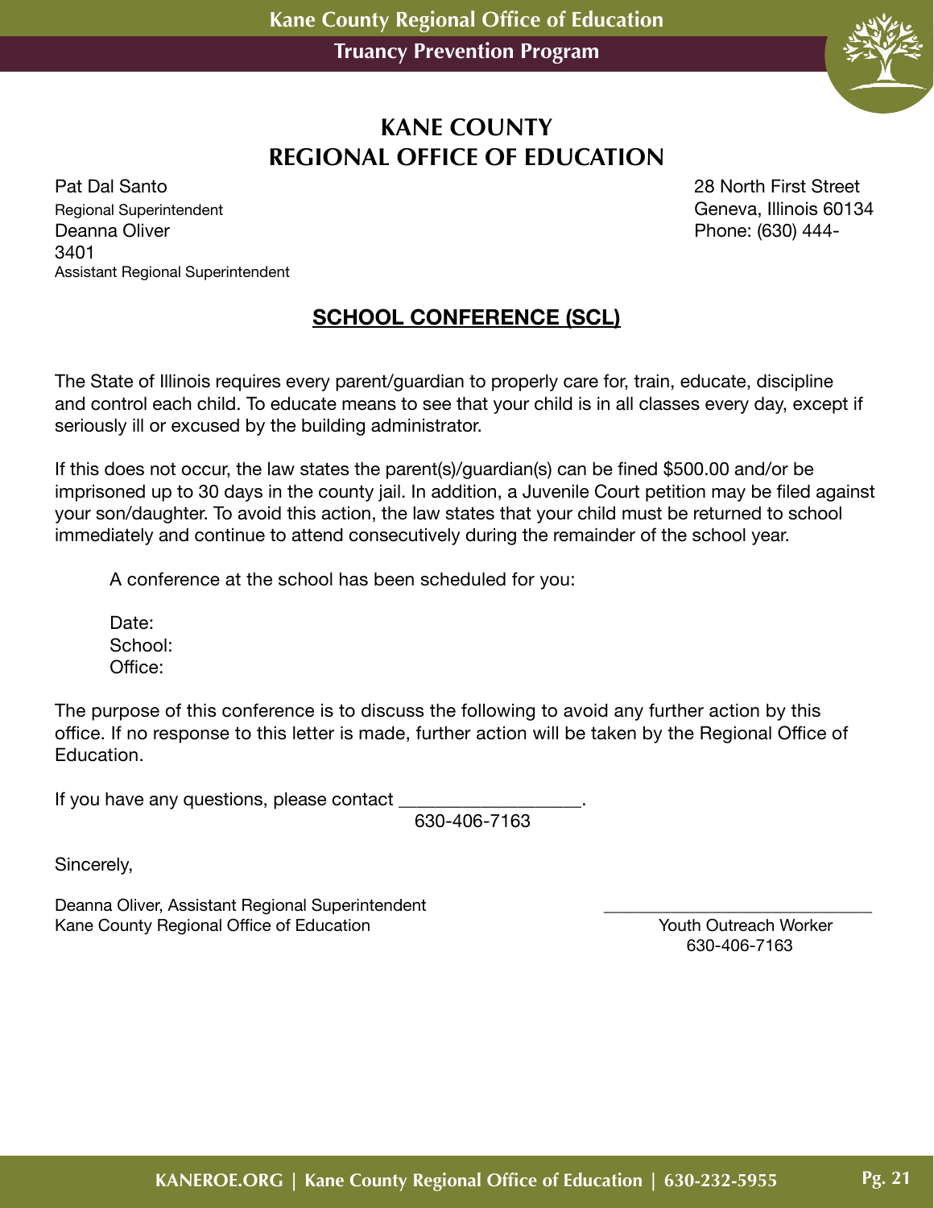# KANE COUNTY
# REGIONAL OFFICE OF EDUCATION

Pat Dal Santo
Regional Superintendent
Deanna Oliver
3401
Assistant Regional Superintendent

28 North First Street
Geneva, Illinois 60134
Phone: (630) 444-

## SCHOOL CONFERENCE (SCL)

The State of Illinois requires every parent/guardian to properly care for, train, educate, discipline and control each child. To educate means to see that your child is in all classes every day, except if seriously ill or excused by the building administrator.

If this does not occur, the law states the parent(s)/guardian(s) can be fined $500.00 and/or be imprisoned up to 30 days in the county jail. In addition, a Juvenile Court petition may be filed against your son/daughter. To avoid this action, the law states that your child must be returned to school immediately and continue to attend consecutively during the remainder of the school year.

A conference at the school has been scheduled for you:

Date:
School:
Office:

The purpose of this conference is to discuss the following to avoid any further action by this office. If no response to this letter is made, further action will be taken by the Regional Office of Education.

If you have any questions, please contact ___________________.
630-406-7163

Sincerely,

Deanna Oliver, Assistant Regional Superintendent
Kane County Regional Office of Education

______________________________
Youth Outreach Worker
630-406-7163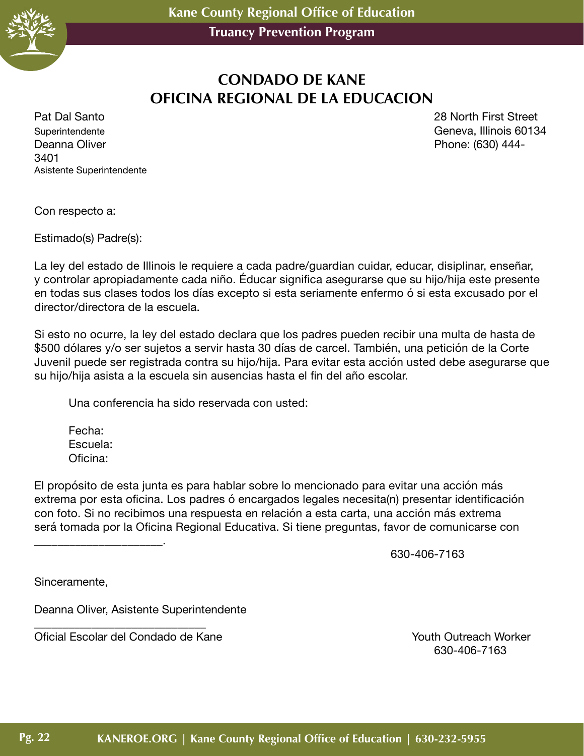# CONDADO DE KANE
# OFICINA REGIONAL DE LA EDUCACION

Pat Dal Santo
Superintendente
Deanna Oliver
3401
Asistente Superintendente

28 North First Street
Geneva, Illinois 60134
Phone: (630) 444-

Con respecto a:

Estimado(s) Padre(s):

La ley del estado de Illinois le requiere a cada padre/guardian cuidar, educar, disiplinar, enseñar, y controlar apropiadamente cada niño. Éducar significa asegurarse que su hijo/hija este presente en todas sus clases todos los días excepto si esta seriamente enfermo ó si esta excusado por el director/directora de la escuela.

Si esto no ocurre, la ley del estado declara que los padres pueden recibir una multa de hasta de $500 dólares y/o ser sujetos a servir hasta 30 días de carcel. También, una petición de la Corte Juvenil puede ser registrada contra su hijo/hija. Para evitar esta acción usted debe asegurarse que su hijo/hija asista a la escuela sin ausencias hasta el fin del año escolar.

Una conferencia ha sido reservada con usted:

Fecha:
Escuela:
Oficina:

El propósito de esta junta es para hablar sobre lo mencionado para evitar una acción más extrema por esta oficina. Los padres ó encargados legales necesita(n) presentar identificación con foto. Si no recibimos una respuesta en relación a esta carta, una acción más extrema será tomada por la Oficina Regional Educativa. Si tiene preguntas, favor de comunicarse con ____________________.

630-406-7163

Sinceramente,

Deanna Oliver, Asistente Superintendente

____________________________
Oficial Escolar del Condado de Kane

Youth Outreach Worker
630-406-7163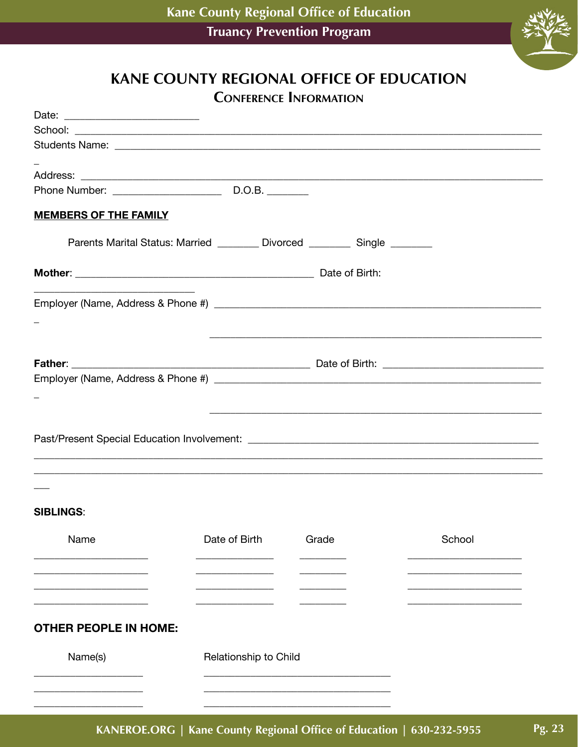# KANE COUNTY REGIONAL OFFICE OF EDUCATION

## Conference Information

Date: ________________________

School: ____________________________________________________________________________________

Students Name: ____________________________________________________________________________

_

Address: __________________________________________________________________________________

Phone Number: ____________________ D.O.B. _______

**MEMBERS OF THE FAMILY**

Parents Marital Status: Married _______ Divorced _______ Single _______

**Mother**: ____________________________________________ Date of Birth:

____________________________

Employer (Name, Address & Phone #) ____________________________________________________________

_

____________________________________________________________

**Father**: ____________________________________________ Date of Birth: ____________________________

Employer (Name, Address & Phone #) ____________________________________________________________

_

____________________________________________________________

Past/Present Special Education Involvement: ____________________________________________________

____________________________________________________________________________________________

____________________________________________________________________________________________

___

**SIBLINGS**:

| Name | Date of Birth | Grade | School |
| --- | --- | --- | --- |
| ____________________ | ______________ | ________ | ____________________ |
| ____________________ | ______________ | ________ | ____________________ |
| ____________________ | ______________ | ________ | ____________________ |
| ____________________ | ______________ | ________ | ____________________ |

**OTHER PEOPLE IN HOME:**

| Name(s) | Relationship to Child |
| --- | --- |
| ____________________ | __________________________________ |
| ____________________ | __________________________________ |
| ____________________ | __________________________________ |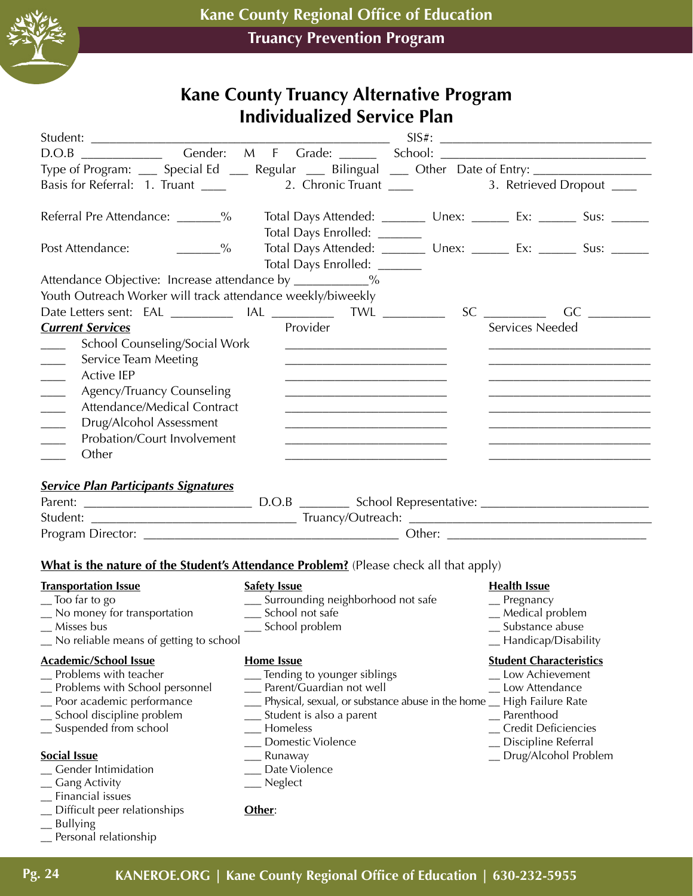Kane County Regional Office of Education

Truancy Prevention Program

# Kane County Truancy Alternative Program
# Individualized Service Plan

Student: ______________________________________________ SIS#: ________________________________

D.O.B ____________ Gender: M F Grade: ______ School: ________________________________

Type of Program: ___ Special Ed ___ Regular ___ Bilingual ___ Other Date of Entry: _________________

Basis for Referral: 1. Truant ____ 2. Chronic Truant ____ 3. Retrieved Dropout ____

Referral Pre Attendance: _______% Total Days Attended: _______ Unex: ______ Ex: ______ Sus: ______
Total Days Enrolled: _______

Post Attendance: _______% Total Days Attended: _______ Unex: ______ Ex: ______ Sus: ______
Total Days Enrolled: _______

Attendance Objective: Increase attendance by ___________%

Youth Outreach Worker will track attendance weekly/biweekly

Date Letters sent: EAL __________ IAL __________ TWL __________ SC __________ GC __________

| ***Current Services*** | Provider | Services Needed |
|---|---|---|
| ____ School Counseling/Social Work | ________________________ | ________________________ |
| ____ Service Team Meeting | ________________________ | ________________________ |
| ____ Active IEP | ________________________ | ________________________ |
| ____ Agency/Truancy Counseling | ________________________ | ________________________ |
| ____ Attendance/Medical Contract | ________________________ | ________________________ |
| ____ Drug/Alcohol Assessment | ________________________ | ________________________ |
| ____ Probation/Court Involvement | ________________________ | ________________________ |
| ____ Other | ________________________ | ________________________ |

***Service Plan Participants Signatures***

Parent: _________________________ D.O.B _______ School Representative: _________________________

Student: ______________________________ Truancy/Outreach: ___________________________________

Program Director: ______________________________________ Other: ____________________________

**What is the nature of the Student's Attendance Problem?** (Please check all that apply)

**Transportation Issue**
- __ Too far to go
- __ No money for transportation
- __ Misses bus
- __ No reliable means of getting to school

**Safety Issue**
- ___ Surrounding neighborhood not safe
- ___ School not safe
- ___ School problem

**Health Issue**
- __ Pregnancy
- __ Medical problem
- __ Substance abuse
- __ Handicap/Disability

**Academic/School Issue**
- __ Problems with teacher
- __ Problems with School personnel
- __ Poor academic performance
- __ School discipline problem
- __ Suspended from school

**Home Issue**
- ___ Tending to younger siblings
- ___ Parent/Guardian not well
- ___ Physical, sexual, or substance abuse in the home
- ___ Student is also a parent
- ___ Homeless
- ___ Domestic Violence
- ___ Runaway
- ___ Date Violence
- ___ Neglect

**Student Characteristics**
- __ Low Achievement
- __ Low Attendance
- __ High Failure Rate
- __ Parenthood
- __ Credit Deficiencies
- __ Discipline Referral
- __ Drug/Alcohol Problem

**Social Issue**
- __ Gender Intimidation
- __ Gang Activity
- __ Financial issues
- __ Difficult peer relationships
- __ Bullying
- __ Personal relationship

**Other**: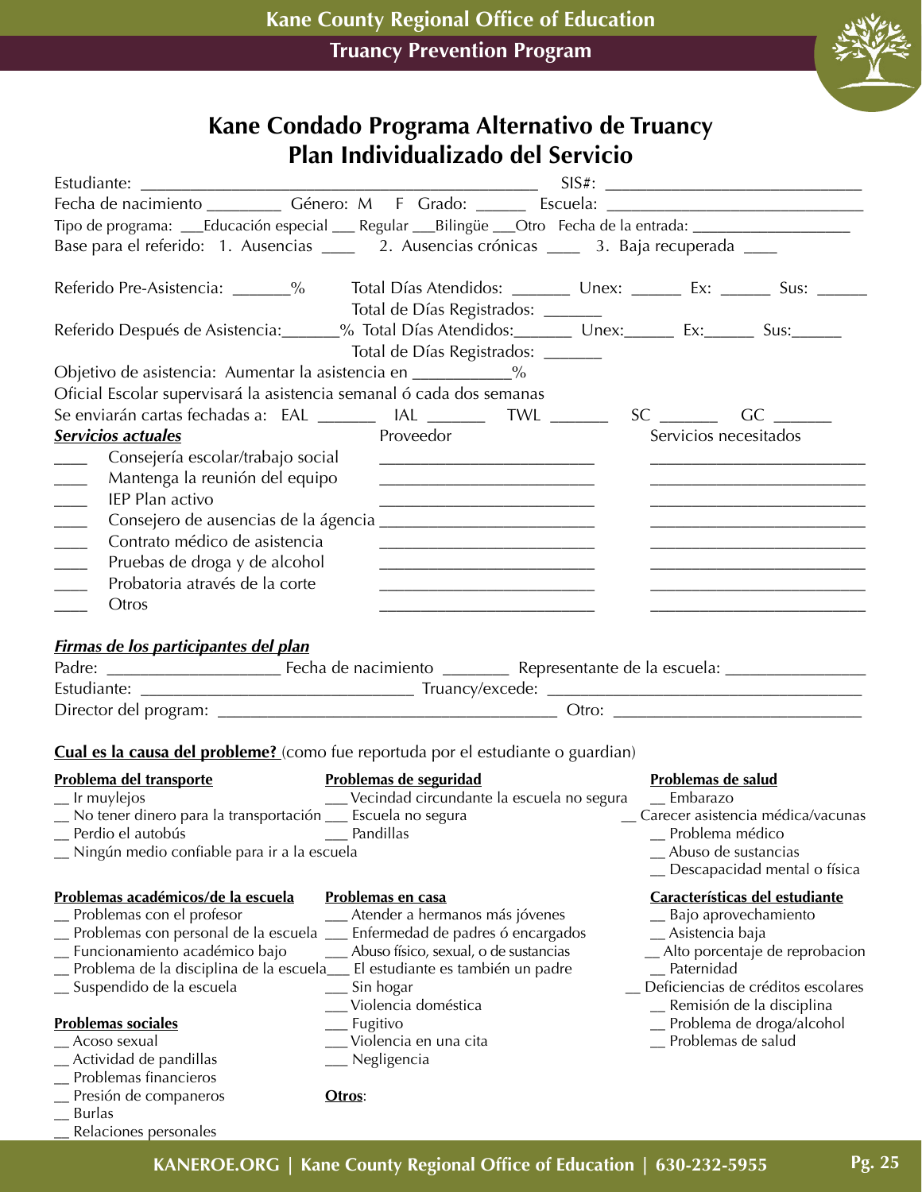# Kane Condado Programa Alternativo de Truancy
## Plan Individualizado del Servicio

Estudiante: ______________________________________________ SIS#: ______________________________

Fecha de nacimiento _________ Género: M F Grado: ______ Escuela: ______________________________

Tipo de programa: ___Educación especial ___ Regular ___Bilingüe ___Otro Fecha de la entrada: ___________________

Base para el referido: 1. Ausencias ____ 2. Ausencias crónicas ____ 3. Baja recuperada ____

Referido Pre-Asistencia: _______% Total Días Atendidos: _______ Unex: ______ Ex: ______ Sus: ______
Total de Días Registrados: _______

Referido Después de Asistencia:_______% Total Días Atendidos:_______ Unex:______ Ex:______ Sus:______
Total de Días Registrados: _______

Objetivo de asistencia: Aumentar la asistencia en ___________%

Oficial Escolar supervisará la asistencia semanal ó cada dos semanas

Se enviarán cartas fechadas a: EAL _______ IAL _______ TWL _______ SC _______ GC _______

| ***Servicios actuales*** | Proveedor | Servicios necesitados |
|---|---|---|
| ____ Consejería escolar/trabajo social | _______________________ | _______________________ |
| ____ Mantenga la reunión del equipo | _______________________ | _______________________ |
| ____ IEP Plan activo | _______________________ | _______________________ |
| ____ Consejero de ausencias de la ágencia | _______________________ | _______________________ |
| ____ Contrato médico de asistencia | _______________________ | _______________________ |
| ____ Pruebas de droga y de alcohol | _______________________ | _______________________ |
| ____ Probatoria através de la corte | _______________________ | _______________________ |
| ____ Otros | _______________________ | _______________________ |

***Firmas de los participantes del plan***

Padre: ___________________ Fecha de nacimiento ________ Representante de la escuela: ________________

Estudiante: ______________________________ Truancy/excede: __________________________________

Director del program: ______________________________________ Otro: ___________________________

**Cual es la causa del probleme?** (como fue reportuda por el estudiante o guardian)

**Problema del transporte**
- __ Ir muylejos
- __ No tener dinero para la transportación
- __ Perdio el autobús
- __ Ningún medio confiable para ir a la escuela

**Problemas de seguridad**
- ___ Vecindad circundante la escuela no segura
- ___ Escuela no segura
- ___ Pandillas

**Problemas de salud**
- __ Embarazo
- __ Carecer asistencia médica/vacunas
- __ Problema médico
- __ Abuso de sustancias
- __ Descapacidad mental o física

**Problemas académicos/de la escuela**
- __ Problemas con el profesor
- __ Problemas con personal de la escuela
- __ Funcionamiento académico bajo
- __ Problema de la disciplina de la escuela
- __ Suspendido de la escuela

**Problemas en casa**
- ___ Atender a hermanos más jóvenes
- ___ Enfermedad de padres ó encargados
- ___ Abuso físico, sexual, o de sustancias
- ___ El estudiante es también un padre
- ___ Sin hogar
- ___ Violencia doméstica
- ___ Fugitivo
- ___ Violencia en una cita
- ___ Negligencia

**Características del estudiante**
- __ Bajo aprovechamiento
- __ Asistencia baja
- __ Alto porcentaje de reprobacion
- __ Paternidad
- __ Deficiencias de créditos escolares
- __ Remisión de la disciplina
- __ Problema de droga/alcohol
- __ Problemas de salud

**Problemas sociales**
- __ Acoso sexual
- __ Actividad de pandillas
- __ Problemas financieros
- __ Presión de companeros
- __ Burlas
- __ Relaciones personales

**Otros**: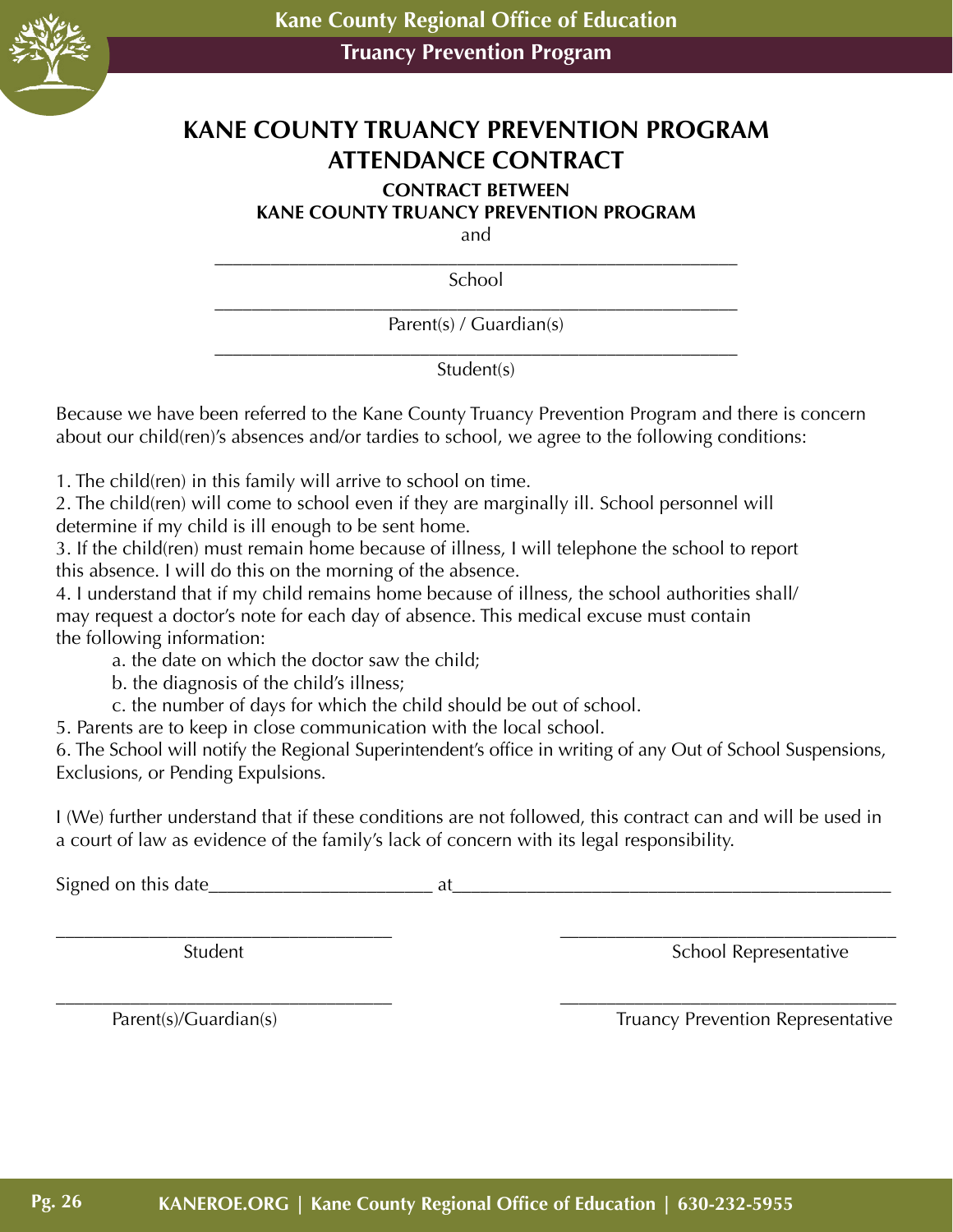# KANE COUNTY TRUANCY PREVENTION PROGRAM ATTENDANCE CONTRACT

**CONTRACT BETWEEN**

**KANE COUNTY TRUANCY PREVENTION PROGRAM**

and

\_\_\_\_\_\_\_\_\_\_\_\_\_\_\_\_\_\_\_\_\_\_\_\_\_\_\_\_\_\_\_\_\_\_\_\_\_\_\_\_\_\_\_\_\_\_\_\_\_\_\_\_\_\_

School

\_\_\_\_\_\_\_\_\_\_\_\_\_\_\_\_\_\_\_\_\_\_\_\_\_\_\_\_\_\_\_\_\_\_\_\_\_\_\_\_\_\_\_\_\_\_\_\_\_\_\_\_\_\_

Parent(s) / Guardian(s)

\_\_\_\_\_\_\_\_\_\_\_\_\_\_\_\_\_\_\_\_\_\_\_\_\_\_\_\_\_\_\_\_\_\_\_\_\_\_\_\_\_\_\_\_\_\_\_\_\_\_\_\_\_\_

Student(s)

Because we have been referred to the Kane County Truancy Prevention Program and there is concern about our child(ren)'s absences and/or tardies to school, we agree to the following conditions:

1. The child(ren) in this family will arrive to school on time.
2. The child(ren) will come to school even if they are marginally ill. School personnel will determine if my child is ill enough to be sent home.
3. If the child(ren) must remain home because of illness, I will telephone the school to report this absence. I will do this on the morning of the absence.
4. I understand that if my child remains home because of illness, the school authorities shall/ may request a doctor's note for each day of absence. This medical excuse must contain the following information:
   a. the date on which the doctor saw the child;
   b. the diagnosis of the child's illness;
   c. the number of days for which the child should be out of school.
5. Parents are to keep in close communication with the local school.
6. The School will notify the Regional Superintendent's office in writing of any Out of School Suspensions, Exclusions, or Pending Expulsions.

I (We) further understand that if these conditions are not followed, this contract can and will be used in a court of law as evidence of the family's lack of concern with its legal responsibility.

Signed on this date\_\_\_\_\_\_\_\_\_\_\_\_\_\_\_\_\_\_\_\_\_\_\_\_ at\_\_\_\_\_\_\_\_\_\_\_\_\_\_\_\_\_\_\_\_\_\_\_\_\_\_\_\_\_\_\_\_\_\_\_\_\_\_\_\_\_\_\_\_\_\_\_\_

\_\_\_\_\_\_\_\_\_\_\_\_\_\_\_\_\_\_\_\_\_\_\_\_\_\_\_\_\_\_\_\_\_\_\_\_ \_\_\_\_\_\_\_\_\_\_\_\_\_\_\_\_\_\_\_\_\_\_\_\_\_\_\_\_\_\_\_\_\_\_\_\_

Student School Representative

\_\_\_\_\_\_\_\_\_\_\_\_\_\_\_\_\_\_\_\_\_\_\_\_\_\_\_\_\_\_\_\_\_\_\_\_ \_\_\_\_\_\_\_\_\_\_\_\_\_\_\_\_\_\_\_\_\_\_\_\_\_\_\_\_\_\_\_\_\_\_\_\_

Parent(s)/Guardian(s) Truancy Prevention Representative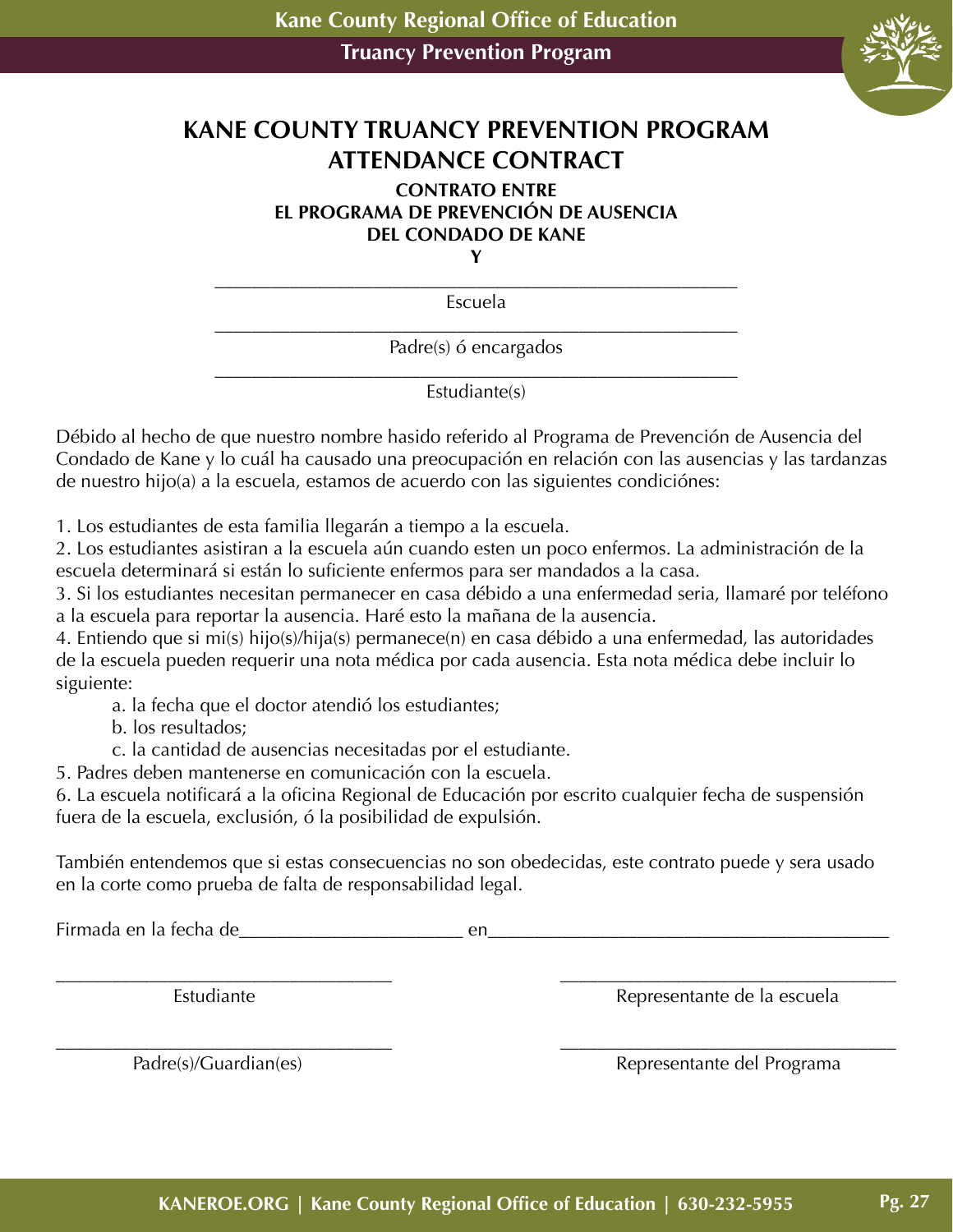# KANE COUNTY TRUANCY PREVENTION PROGRAM ATTENDANCE CONTRACT

**CONTRATO ENTRE**
**EL PROGRAMA DE PREVENCIÓN DE AUSENCIA**
**DEL CONDADO DE KANE**
**Y**

_______________________________________________________
Escuela

_______________________________________________________
Padre(s) ó encargados

_______________________________________________________
Estudiante(s)

Débido al hecho de que nuestro nombre hasido referido al Programa de Prevención de Ausencia del Condado de Kane y lo cuál ha causado una preocupación en relación con las ausencias y las tardanzas de nuestro hijo(a) a la escuela, estamos de acuerdo con las siguientes condiciónes:

1. Los estudiantes de esta familia llegarán a tiempo a la escuela.
2. Los estudiantes asistiran a la escuela aún cuando esten un poco enfermos. La administración de la escuela determinará si están lo suficiente enfermos para ser mandados a la casa.
3. Si los estudiantes necesitan permanecer en casa débido a una enfermedad seria, llamaré por teléfono a la escuela para reportar la ausencia. Haré esto la mañana de la ausencia.
4. Entiendo que si mi(s) hijo(s)/hija(s) permanece(n) en casa débido a una enfermedad, las autoridades de la escuela pueden requerir una nota médica por cada ausencia. Esta nota médica debe incluir lo siguiente:
    a. la fecha que el doctor atendió los estudiantes;
    b. los resultados;
    c. la cantidad de ausencias necesitadas por el estudiante.
5. Padres deben mantenerse en comunicación con la escuela.
6. La escuela notificará a la oficina Regional de Educación por escrito cualquier fecha de suspensión fuera de la escuela, exclusión, ó la posibilidad de expulsión.

También entendemos que si estas consecuencias no son obedecidas, este contrato puede y sera usado en la corte como prueba de falta de responsabilidad legal.

Firmada en la fecha de_______________________ en__________________________________________

| | |
|---|---|
| ___________________________________ | ___________________________________ |
| Estudiante | Representante de la escuela |
| ___________________________________ | ___________________________________ |
| Padre(s)/Guardian(es) | Representante del Programa |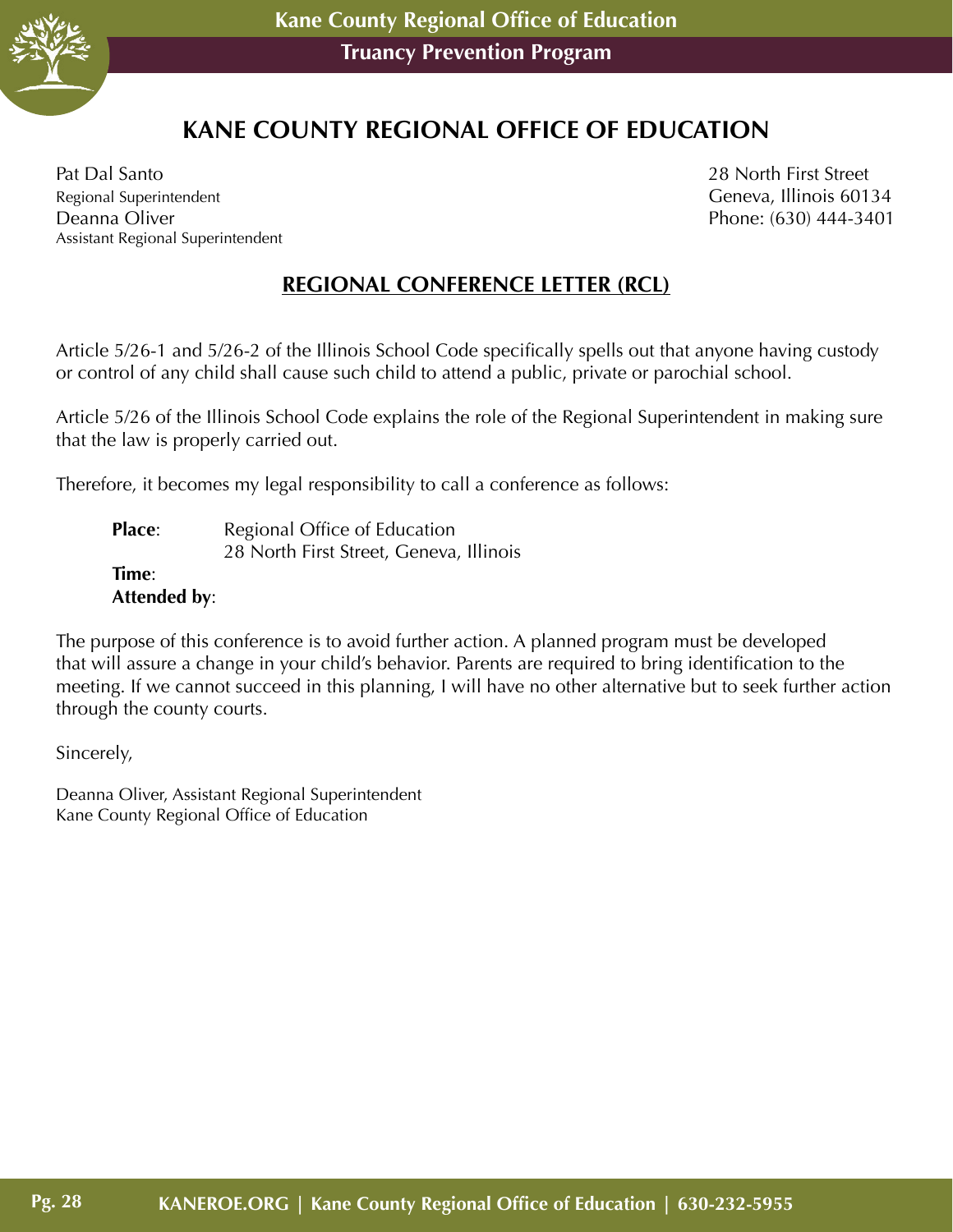# KANE COUNTY REGIONAL OFFICE OF EDUCATION

Pat Dal Santo
Regional Superintendent
Deanna Oliver
Assistant Regional Superintendent

28 North First Street
Geneva, Illinois 60134
Phone: (630) 444-3401

## REGIONAL CONFERENCE LETTER (RCL)

Article 5/26-1 and 5/26-2 of the Illinois School Code specifically spells out that anyone having custody or control of any child shall cause such child to attend a public, private or parochial school.

Article 5/26 of the Illinois School Code explains the role of the Regional Superintendent in making sure that the law is properly carried out.

Therefore, it becomes my legal responsibility to call a conference as follows:

**Place**: Regional Office of Education
28 North First Street, Geneva, Illinois
**Time**:
**Attended by**:

The purpose of this conference is to avoid further action. A planned program must be developed that will assure a change in your child's behavior. Parents are required to bring identification to the meeting. If we cannot succeed in this planning, I will have no other alternative but to seek further action through the county courts.

Sincerely,

Deanna Oliver, Assistant Regional Superintendent
Kane County Regional Office of Education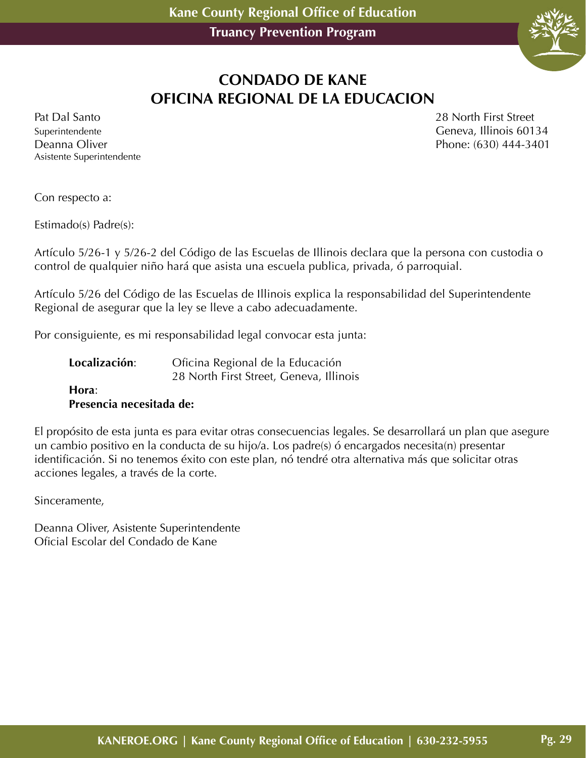# CONDADO DE KANE
# OFICINA REGIONAL DE LA EDUCACION

Pat Dal Santo
Superintendente
Deanna Oliver
Asistente Superintendente

28 North First Street
Geneva, Illinois 60134
Phone: (630) 444-3401

Con respecto a:

Estimado(s) Padre(s):

Artículo 5/26-1 y 5/26-2 del Código de las Escuelas de Illinois declara que la persona con custodia o control de qualquier niño hará que asista una escuela publica, privada, ó parroquial.

Artículo 5/26 del Código de las Escuelas de Illinois explica la responsabilidad del Superintendente Regional de asegurar que la ley se lleve a cabo adecuadamente.

Por consiguiente, es mi responsabilidad legal convocar esta junta:

**Localización**: Oficina Regional de la Educación
28 North First Street, Geneva, Illinois

**Hora**:

**Presencia necesitada de:**

El propósito de esta junta es para evitar otras consecuencias legales. Se desarrollará un plan que asegure un cambio positivo en la conducta de su hijo/a. Los padre(s) ó encargados necesita(n) presentar identificación. Si no tenemos éxito con este plan, nó tendré otra alternativa más que solicitar otras acciones legales, a través de la corte.

Sinceramente,

Deanna Oliver, Asistente Superintendente
Oficial Escolar del Condado de Kane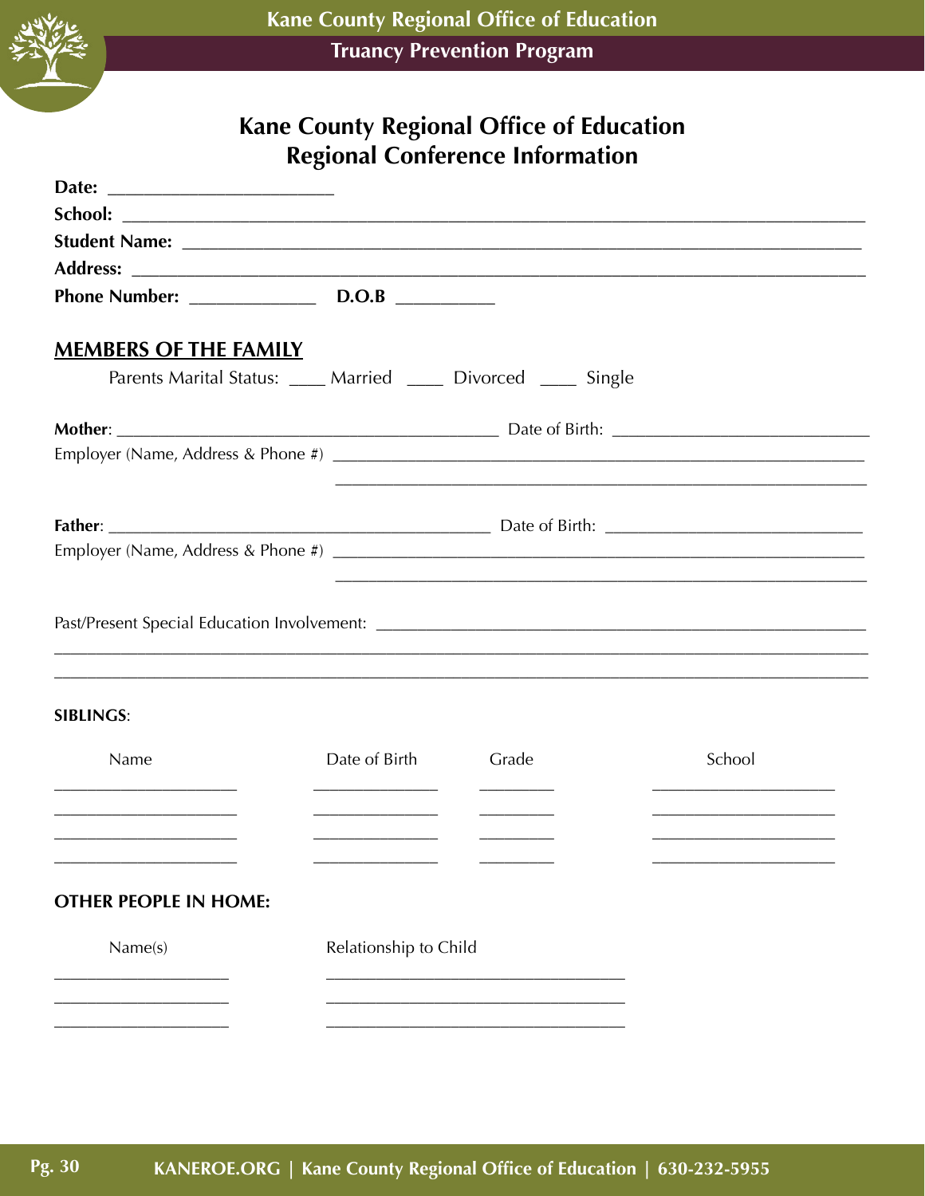# Kane County Regional Office of Education
## Regional Conference Information

**Date:** ______________________

**School:** ______________________________________________________________________

**Student Name:** ________________________________________________________________

**Address:** _____________________________________________________________________

**Phone Number:** ____________ **D.O.B** _________

## MEMBERS OF THE FAMILY

Parents Marital Status: ____ Married ____ Divorced ____ Single

**Mother**: ____________________________________ Date of Birth: _______________________

Employer (Name, Address & Phone #) ____________________________________________________

____________________________________________________

**Father**: ____________________________________ Date of Birth: _______________________

Employer (Name, Address & Phone #) ____________________________________________________

____________________________________________________

Past/Present Special Education Involvement: ______________________________________________

__________________________________________________________________________________

__________________________________________________________________________________

**SIBLINGS**:

| Name | Date of Birth | Grade | School |
|---|---|---|---|
| ________________ | ____________ | _______ | ________________ |
| ________________ | ____________ | _______ | ________________ |
| ________________ | ____________ | _______ | ________________ |
| ________________ | ____________ | _______ | ________________ |

**OTHER PEOPLE IN HOME:**

| Name(s) | Relationship to Child |
|---|---|
| ________________ | ____________________________ |
| ________________ | ____________________________ |
| ________________ | ____________________________ |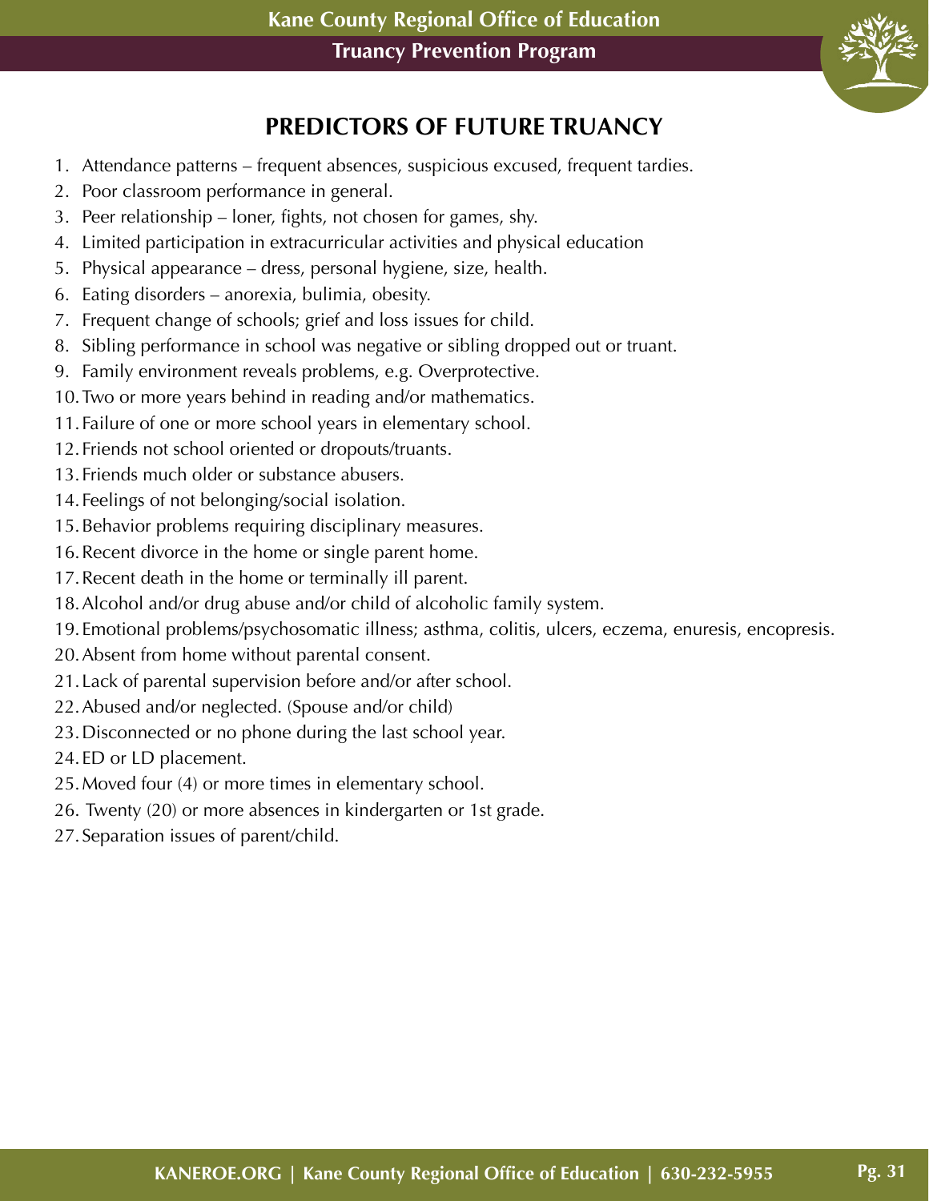# PREDICTORS OF FUTURE TRUANCY

1. Attendance patterns – frequent absences, suspicious excused, frequent tardies.
2. Poor classroom performance in general.
3. Peer relationship – loner, fights, not chosen for games, shy.
4. Limited participation in extracurricular activities and physical education
5. Physical appearance – dress, personal hygiene, size, health.
6. Eating disorders – anorexia, bulimia, obesity.
7. Frequent change of schools; grief and loss issues for child.
8. Sibling performance in school was negative or sibling dropped out or truant.
9. Family environment reveals problems, e.g. Overprotective.
10. Two or more years behind in reading and/or mathematics.
11. Failure of one or more school years in elementary school.
12. Friends not school oriented or dropouts/truants.
13. Friends much older or substance abusers.
14. Feelings of not belonging/social isolation.
15. Behavior problems requiring disciplinary measures.
16. Recent divorce in the home or single parent home.
17. Recent death in the home or terminally ill parent.
18. Alcohol and/or drug abuse and/or child of alcoholic family system.
19. Emotional problems/psychosomatic illness; asthma, colitis, ulcers, eczema, enuresis, encopresis.
20. Absent from home without parental consent.
21. Lack of parental supervision before and/or after school.
22. Abused and/or neglected. (Spouse and/or child)
23. Disconnected or no phone during the last school year.
24. ED or LD placement.
25. Moved four (4) or more times in elementary school.
26. Twenty (20) or more absences in kindergarten or 1st grade.
27. Separation issues of parent/child.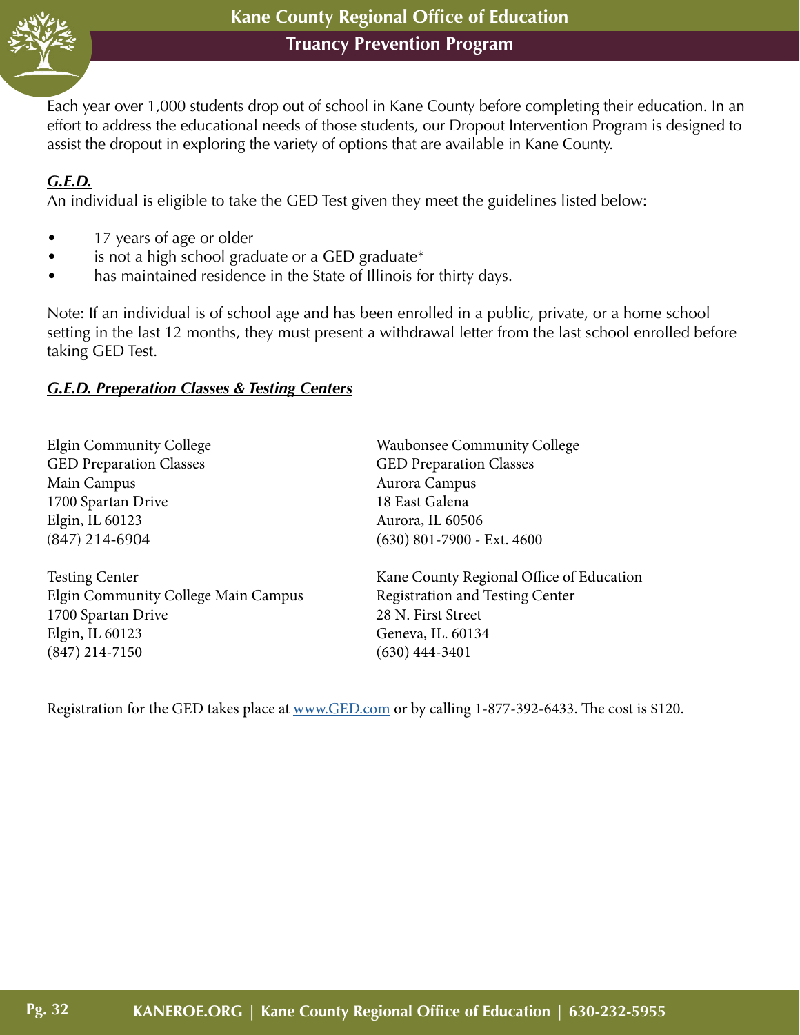Each year over 1,000 students drop out of school in Kane County before completing their education. In an effort to address the educational needs of those students, our Dropout Intervention Program is designed to assist the dropout in exploring the variety of options that are available in Kane County.

***G.E.D.***

An individual is eligible to take the GED Test given they meet the guidelines listed below:

- 17 years of age or older
- is not a high school graduate or a GED graduate*
- has maintained residence in the State of Illinois for thirty days.

Note: If an individual is of school age and has been enrolled in a public, private, or a home school setting in the last 12 months, they must present a withdrawal letter from the last school enrolled before taking GED Test.

***G.E.D. Preperation Classes & Testing Centers***

Elgin Community College
GED Preparation Classes
Main Campus
1700 Spartan Drive
Elgin, IL 60123
(847) 214-6904

Testing Center
Elgin Community College Main Campus
1700 Spartan Drive
Elgin, IL 60123
(847) 214-7150

Waubonsee Community College
GED Preparation Classes
Aurora Campus
18 East Galena
Aurora, IL 60506
(630) 801-7900 - Ext. 4600

Kane County Regional Office of Education
Registration and Testing Center
28 N. First Street
Geneva, IL. 60134
(630) 444-3401

Registration for the GED takes place at www.GED.com or by calling 1-877-392-6433. The cost is $120.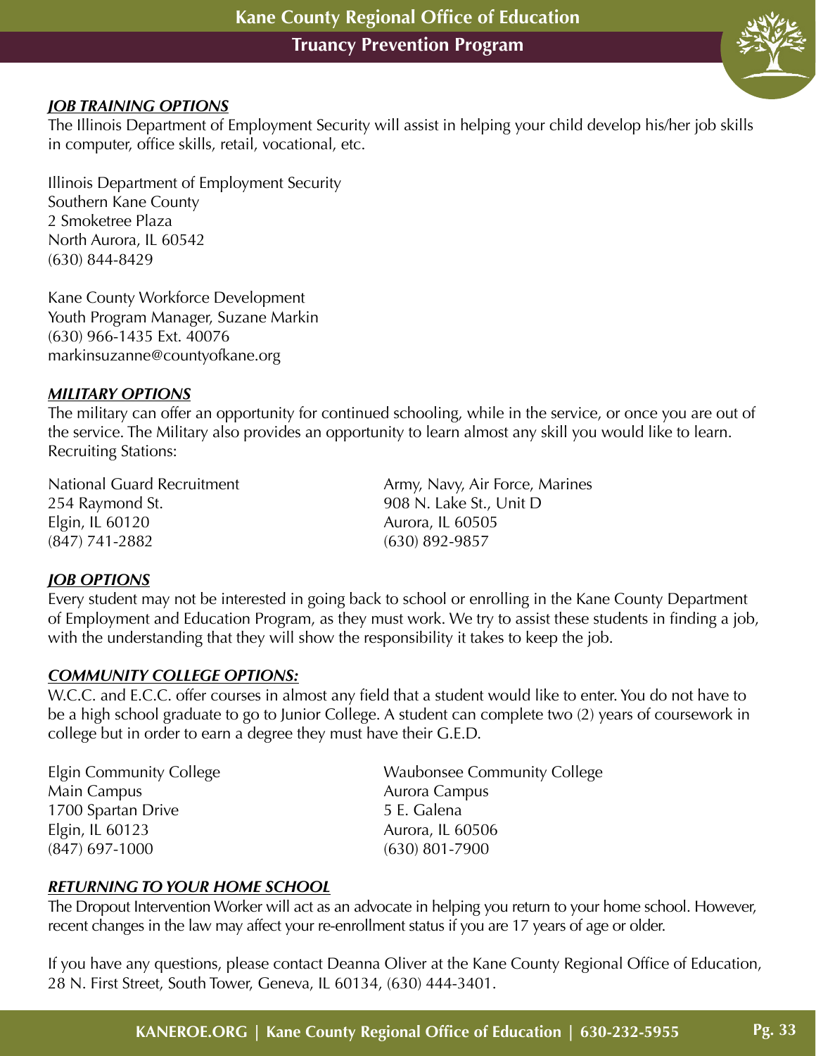### *JOB TRAINING OPTIONS*

The Illinois Department of Employment Security will assist in helping your child develop his/her job skills in computer, office skills, retail, vocational, etc.

Illinois Department of Employment Security
Southern Kane County
2 Smoketree Plaza
North Aurora, IL 60542
(630) 844-8429

Kane County Workforce Development
Youth Program Manager, Suzane Markin
(630) 966-1435 Ext. 40076
markinsuzanne@countyofkane.org

### *MILITARY OPTIONS*

The military can offer an opportunity for continued schooling, while in the service, or once you are out of the service. The Military also provides an opportunity to learn almost any skill you would like to learn. Recruiting Stations:

National Guard Recruitment
254 Raymond St.
Elgin, IL 60120
(847) 741-2882

Army, Navy, Air Force, Marines
908 N. Lake St., Unit D
Aurora, IL 60505
(630) 892-9857

### *JOB OPTIONS*

Every student may not be interested in going back to school or enrolling in the Kane County Department of Employment and Education Program, as they must work. We try to assist these students in finding a job, with the understanding that they will show the responsibility it takes to keep the job.

### *COMMUNITY COLLEGE OPTIONS:*

W.C.C. and E.C.C. offer courses in almost any field that a student would like to enter. You do not have to be a high school graduate to go to Junior College. A student can complete two (2) years of coursework in college but in order to earn a degree they must have their G.E.D.

Elgin Community College
Main Campus
1700 Spartan Drive
Elgin, IL 60123
(847) 697-1000

Waubonsee Community College
Aurora Campus
5 E. Galena
Aurora, IL 60506
(630) 801-7900

### *RETURNING TO YOUR HOME SCHOOL*

The Dropout Intervention Worker will act as an advocate in helping you return to your home school. However, recent changes in the law may affect your re-enrollment status if you are 17 years of age or older.

If you have any questions, please contact Deanna Oliver at the Kane County Regional Office of Education, 28 N. First Street, South Tower, Geneva, IL 60134, (630) 444-3401.